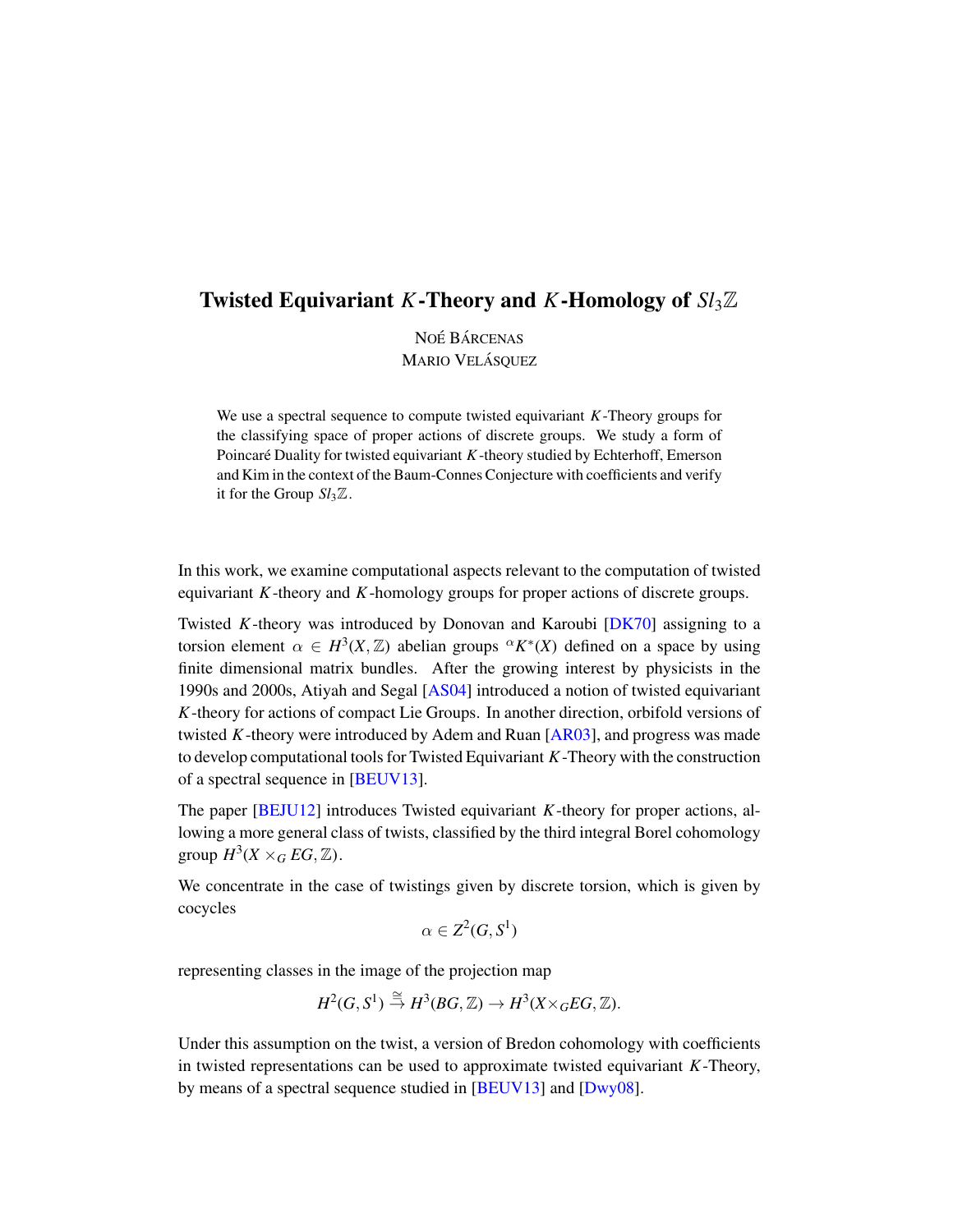# Twisted Equivariant $K$-Theory and $K$-Homology of $Sl_3\mathbb{Z}$

NOÉ BÁRCENAS
MARIO VELÁSQUEZ

We use a spectral sequence to compute twisted equivariant $K$-Theory groups for the classifying space of proper actions of discrete groups. We study a form of Poincaré Duality for twisted equivariant $K$-theory studied by Echterhoff, Emerson and Kim in the context of the Baum-Connes Conjecture with coefficients and verify it for the Group $Sl_3\mathbb{Z}$.

In this work, we examine computational aspects relevant to the computation of twisted equivariant $K$-theory and $K$-homology groups for proper actions of discrete groups.

Twisted $K$-theory was introduced by Donovan and Karoubi [DK70] assigning to a torsion element $\alpha \in H^3(X, \mathbb{Z})$ abelian groups ${}^{\alpha}K^*(X)$ defined on a space by using finite dimensional matrix bundles. After the growing interest by physicists in the 1990s and 2000s, Atiyah and Segal [AS04] introduced a notion of twisted equivariant $K$-theory for actions of compact Lie Groups. In another direction, orbifold versions of twisted $K$-theory were introduced by Adem and Ruan [AR03], and progress was made to develop computational tools for Twisted Equivariant $K$-Theory with the construction of a spectral sequence in [BEUV13].

The paper [BEJU12] introduces Twisted equivariant $K$-theory for proper actions, allowing a more general class of twists, classified by the third integral Borel cohomology group $H^3(X \times_G EG, \mathbb{Z})$.

We concentrate in the case of twistings given by discrete torsion, which is given by cocycles

$$\alpha \in Z^2(G, S^1)$$

representing classes in the image of the projection map

$$H^2(G, S^1) \overset{\cong}{\to} H^3(BG, \mathbb{Z}) \to H^3(X \times_G EG, \mathbb{Z}).$$

Under this assumption on the twist, a version of Bredon cohomology with coefficients in twisted representations can be used to approximate twisted equivariant $K$-Theory, by means of a spectral sequence studied in [BEUV13] and [Dwy08].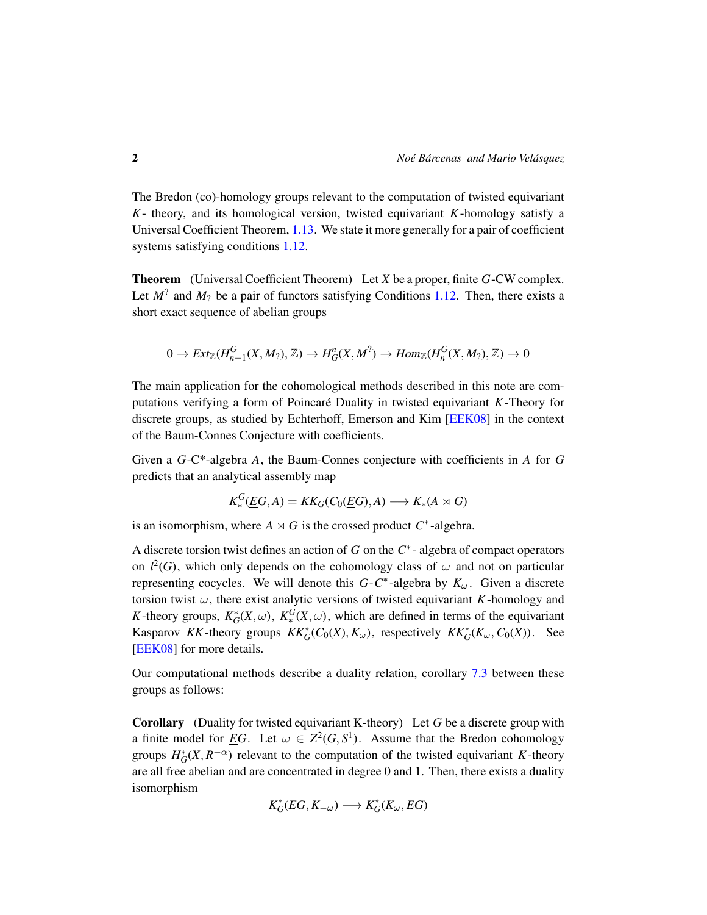The Bredon (co)-homology groups relevant to the computation of twisted equivariant $K$- theory, and its homological version, twisted equivariant $K$-homology satisfy a Universal Coefficient Theorem, 1.13. We state it more generally for a pair of coefficient systems satisfying conditions 1.12.

**Theorem** (Universal Coefficient Theorem) Let $X$ be a proper, finite $G$-CW complex. Let $M^?$ and $M_?$ be a pair of functors satisfying Conditions 1.12. Then, there exists a short exact sequence of abelian groups

$$0 \to Ext_{\mathbb{Z}}(H^G_{n-1}(X, M_?), \mathbb{Z}) \to H^n_G(X, M^?) \to Hom_{\mathbb{Z}}(H^G_n(X, M_?), \mathbb{Z}) \to 0$$

The main application for the cohomological methods described in this note are computations verifying a form of Poincaré Duality in twisted equivariant $K$-Theory for discrete groups, as studied by Echterhoff, Emerson and Kim [EEK08] in the context of the Baum-Connes Conjecture with coefficients.

Given a $G$-C*-algebra $A$, the Baum-Connes conjecture with coefficients in $A$ for $G$ predicts that an analytical assembly map

$$K^G_*(\underline{E}G, A) = KK_G(C_0(\underline{E}G), A) \longrightarrow K_*(A \rtimes G)$$

is an isomorphism, where $A \rtimes G$ is the crossed product $C^*$-algebra.

A discrete torsion twist defines an action of $G$ on the $C^*$- algebra of compact operators on $l^2(G)$, which only depends on the cohomology class of $\omega$ and not on particular representing cocycles. We will denote this $G$-$C^*$-algebra by $K_\omega$. Given a discrete torsion twist $\omega$, there exist analytic versions of twisted equivariant $K$-homology and $K$-theory groups, $K^*_G(X, \omega)$, $K^G_*(X, \omega)$, which are defined in terms of the equivariant Kasparov $KK$-theory groups $KK^*_G(C_0(X), K_\omega)$, respectively $KK^*_G(K_\omega, C_0(X))$. See [EEK08] for more details.

Our computational methods describe a duality relation, corollary 7.3 between these groups as follows:

**Corollary** (Duality for twisted equivariant K-theory) Let $G$ be a discrete group with a finite model for $\underline{E}G$. Let $\omega \in Z^2(G, S^1)$. Assume that the Bredon cohomology groups $H^*_G(X, R^{-\alpha})$ relevant to the computation of the twisted equivariant $K$-theory are all free abelian and are concentrated in degree 0 and 1. Then, there exists a duality isomorphism

$$K^*_G(\underline{E}G, K_{-\omega}) \longrightarrow K^*_G(K_\omega, \underline{E}G)$$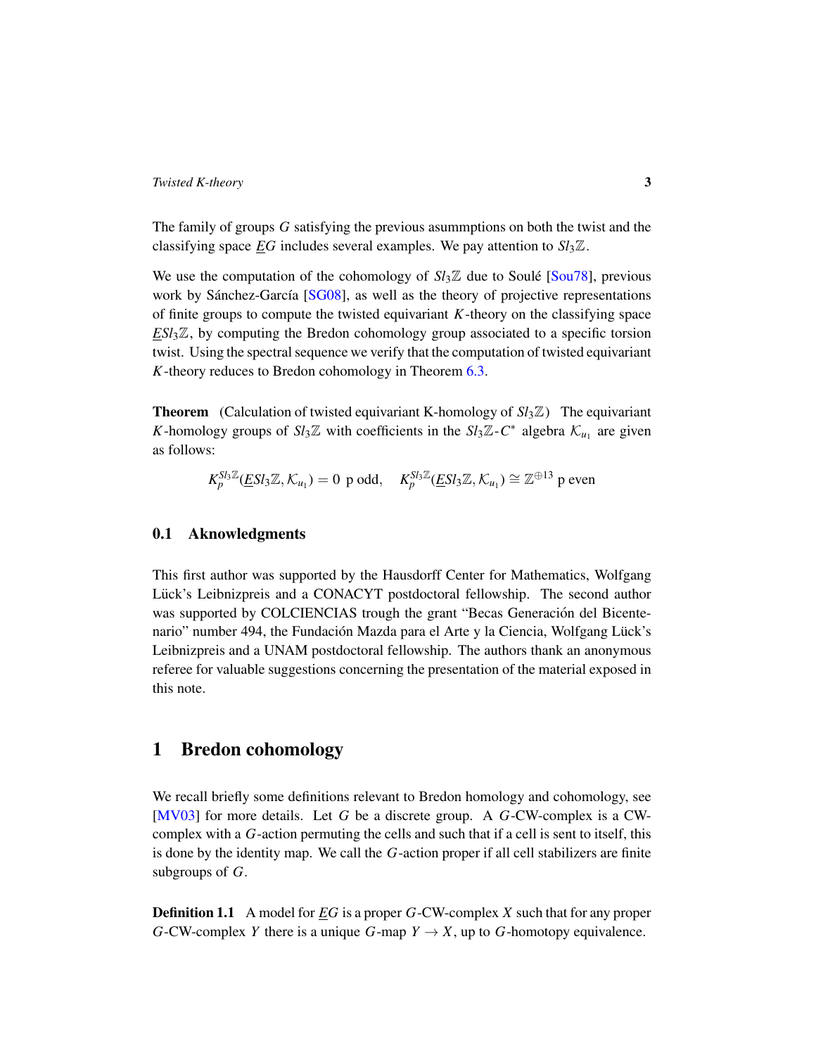The family of groups $G$ satisfying the previous asummptions on both the twist and the classifying space $\underline{E}G$ includes several examples. We pay attention to $Sl_3\mathbb{Z}$.

We use the computation of the cohomology of $Sl_3\mathbb{Z}$ due to Soulé [Sou78], previous work by Sánchez-García [SG08], as well as the theory of projective representations of finite groups to compute the twisted equivariant $K$-theory on the classifying space $\underline{E}Sl_3\mathbb{Z}$, by computing the Bredon cohomology group associated to a specific torsion twist. Using the spectral sequence we verify that the computation of twisted equivariant $K$-theory reduces to Bredon cohomology in Theorem 6.3.

**Theorem** (Calculation of twisted equivariant K-homology of $Sl_3\mathbb{Z}$) The equivariant $K$-homology groups of $Sl_3\mathbb{Z}$ with coefficients in the $Sl_3\mathbb{Z}$-$C^*$ algebra $\mathcal{K}_{u_1}$ are given as follows:

$$K_p^{Sl_3\mathbb{Z}}(\underline{E}Sl_3\mathbb{Z}, \mathcal{K}_{u_1}) = 0 \text{ p odd}, \quad K_p^{Sl_3\mathbb{Z}}(\underline{E}Sl_3\mathbb{Z}, \mathcal{K}_{u_1}) \cong \mathbb{Z}^{\oplus 13} \text{ p even}$$

## 0.1 Aknowledgments

This first author was supported by the Hausdorff Center for Mathematics, Wolfgang Lück's Leibnizpreis and a CONACYT postdoctoral fellowship. The second author was supported by COLCIENCIAS trough the grant "Becas Generación del Bicentenario" number 494, the Fundación Mazda para el Arte y la Ciencia, Wolfgang Lück's Leibnizpreis and a UNAM postdoctoral fellowship. The authors thank an anonymous referee for valuable suggestions concerning the presentation of the material exposed in this note.

# 1 Bredon cohomology

We recall briefly some definitions relevant to Bredon homology and cohomology, see [MV03] for more details. Let $G$ be a discrete group. A $G$-CW-complex is a CW-complex with a $G$-action permuting the cells and such that if a cell is sent to itself, this is done by the identity map. We call the $G$-action proper if all cell stabilizers are finite subgroups of $G$.

**Definition 1.1** A model for $\underline{E}G$ is a proper $G$-CW-complex $X$ such that for any proper $G$-CW-complex $Y$ there is a unique $G$-map $Y \to X$, up to $G$-homotopy equivalence.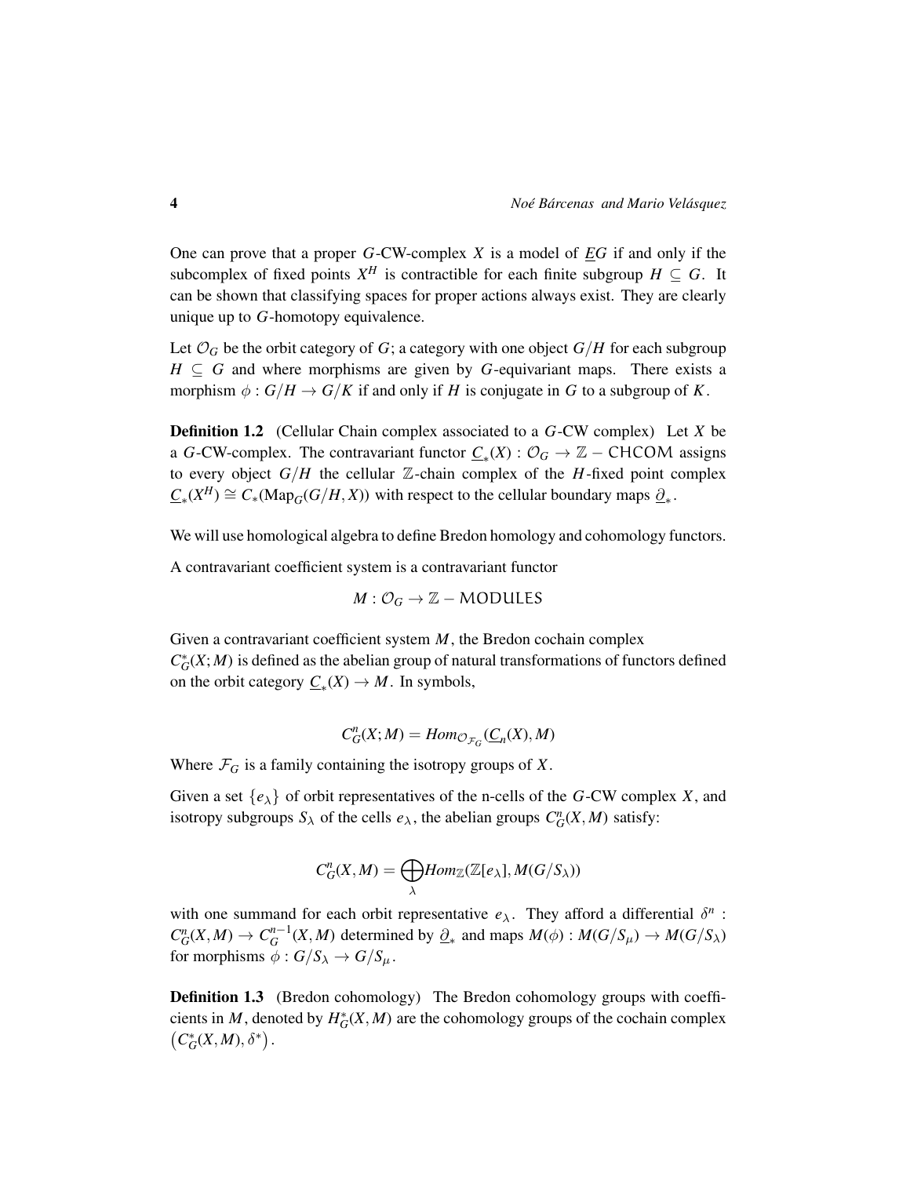One can prove that a proper $G$-CW-complex $X$ is a model of $\underline{E}G$ if and only if the subcomplex of fixed points $X^H$ is contractible for each finite subgroup $H \subseteq G$. It can be shown that classifying spaces for proper actions always exist. They are clearly unique up to $G$-homotopy equivalence.

Let $\mathcal{O}_G$ be the orbit category of $G$; a category with one object $G/H$ for each subgroup $H \subseteq G$ and where morphisms are given by $G$-equivariant maps. There exists a morphism $\phi : G/H \to G/K$ if and only if $H$ is conjugate in $G$ to a subgroup of $K$.

**Definition 1.2** (Cellular Chain complex associated to a $G$-CW complex) Let $X$ be a $G$-CW-complex. The contravariant functor $\underline{C}_*(X) : \mathcal{O}_G \to \mathbb{Z} - \mathsf{CHCOM}$ assigns to every object $G/H$ the cellular $\mathbb{Z}$-chain complex of the $H$-fixed point complex $\underline{C}_*(X^H) \cong C_*(\mathrm{Map}_G(G/H, X))$ with respect to the cellular boundary maps $\underline{\partial}_*$.

We will use homological algebra to define Bredon homology and cohomology functors.

A contravariant coefficient system is a contravariant functor

$$M : \mathcal{O}_G \to \mathbb{Z} - \mathsf{MODULES}$$

Given a contravariant coefficient system $M$, the Bredon cochain complex $C^*_G(X; M)$ is defined as the abelian group of natural transformations of functors defined on the orbit category $\underline{C}_*(X) \to M$. In symbols,

$$C^n_G(X; M) = Hom_{\mathcal{O}_{\mathcal{F}_G}}(\underline{C}_n(X), M)$$

Where $\mathcal{F}_G$ is a family containing the isotropy groups of $X$.

Given a set $\{e_\lambda\}$ of orbit representatives of the n-cells of the $G$-CW complex $X$, and isotropy subgroups $S_\lambda$ of the cells $e_\lambda$, the abelian groups $C^n_G(X, M)$ satisfy:

$$C^n_G(X, M) = \bigoplus_\lambda Hom_{\mathbb{Z}}(\mathbb{Z}[e_\lambda], M(G/S_\lambda))$$

with one summand for each orbit representative $e_\lambda$. They afford a differential $\delta^n : C^n_G(X, M) \to C^{n-1}_G(X, M)$ determined by $\underline{\partial}_*$ and maps $M(\phi) : M(G/S_\mu) \to M(G/S_\lambda)$ for morphisms $\phi : G/S_\lambda \to G/S_\mu$.

**Definition 1.3** (Bredon cohomology) The Bredon cohomology groups with coefficients in $M$, denoted by $H^*_G(X, M)$ are the cohomology groups of the cochain complex $\left(C^*_G(X, M), \delta^*\right)$.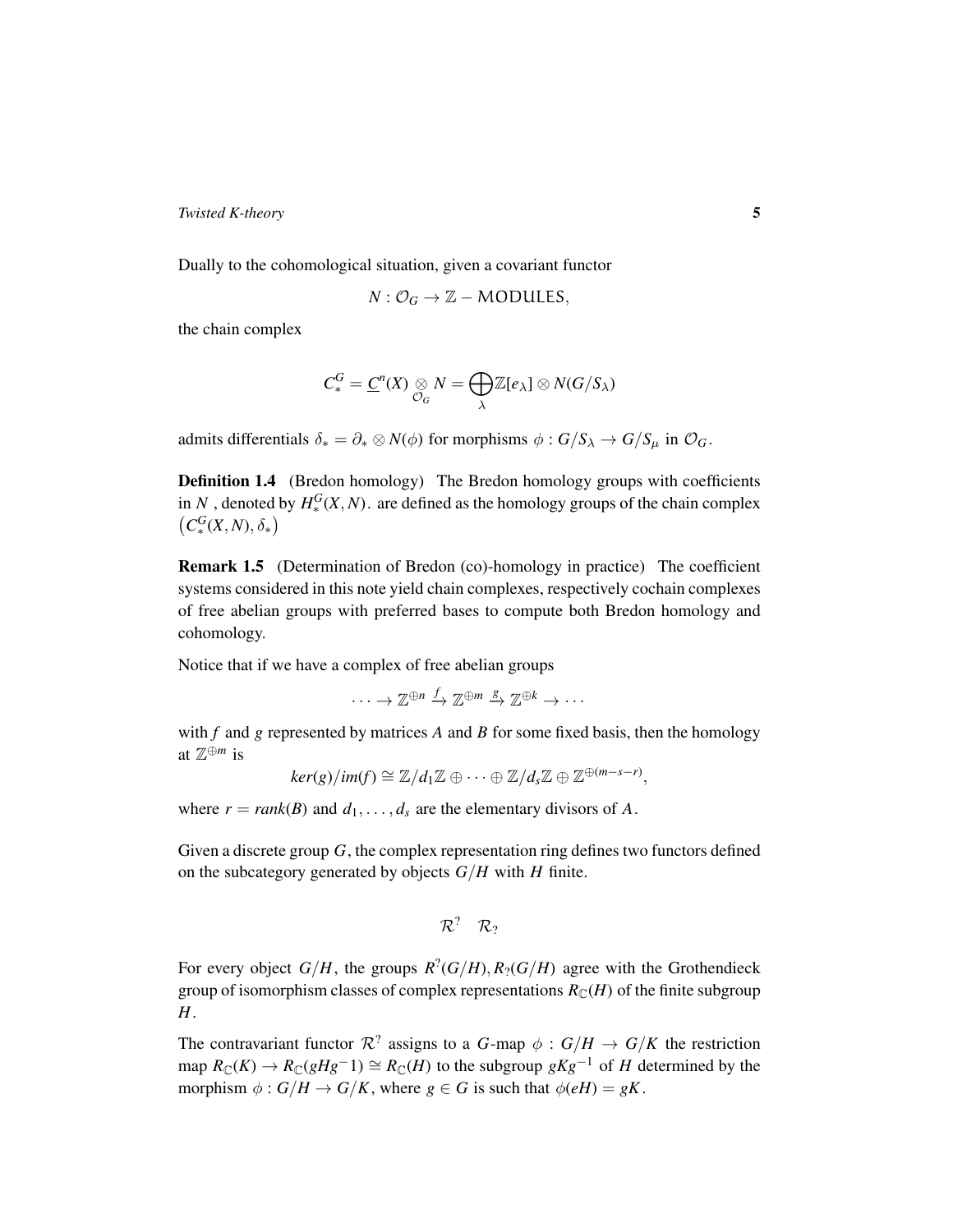Dually to the cohomological situation, given a covariant functor

$$N : \mathcal{O}_G \to \mathbb{Z} - \mathsf{MODULES},$$

the chain complex

$$C_*^G = \underline{C}^n(X) \underset{\mathcal{O}_G}{\otimes} N = \bigoplus_{\lambda} \mathbb{Z}[e_\lambda] \otimes N(G/S_\lambda)$$

admits differentials $\delta_* = \partial_* \otimes N(\phi)$ for morphisms $\phi : G/S_\lambda \to G/S_\mu$ in $\mathcal{O}_G$.

**Definition 1.4** (Bredon homology) The Bredon homology groups with coefficients in $N$ , denoted by $H_*^G(X,N)$. are defined as the homology groups of the chain complex $\left(C_*^G(X,N), \delta_*\right)$

**Remark 1.5** (Determination of Bredon (co)-homology in practice) The coefficient systems considered in this note yield chain complexes, respectively cochain complexes of free abelian groups with preferred bases to compute both Bredon homology and cohomology.

Notice that if we have a complex of free abelian groups

$$\cdots \to \mathbb{Z}^{\oplus n} \xrightarrow{f} \mathbb{Z}^{\oplus m} \xrightarrow{g} \mathbb{Z}^{\oplus k} \to \cdots$$

with $f$ and $g$ represented by matrices $A$ and $B$ for some fixed basis, then the homology at $\mathbb{Z}^{\oplus m}$ is

$$ker(g)/im(f) \cong \mathbb{Z}/d_1\mathbb{Z} \oplus \cdots \oplus \mathbb{Z}/d_s\mathbb{Z} \oplus \mathbb{Z}^{\oplus(m-s-r)},$$

where $r = rank(B)$ and $d_1, \ldots, d_s$ are the elementary divisors of $A$.

Given a discrete group $G$, the complex representation ring defines two functors defined on the subcategory generated by objects $G/H$ with $H$ finite.

$$\mathcal{R}^? \quad \mathcal{R}_?$$

For every object $G/H$, the groups $R^?(G/H), R_?(G/H)$ agree with the Grothendieck group of isomorphism classes of complex representations $R_{\mathbb{C}}(H)$ of the finite subgroup $H$.

The contravariant functor $\mathcal{R}^?$ assigns to a $G$-map $\phi : G/H \to G/K$ the restriction map $R_{\mathbb{C}}(K) \to R_{\mathbb{C}}(gHg-1) \cong R_{\mathbb{C}}(H)$ to the subgroup $gKg^{-1}$ of $H$ determined by the morphism $\phi : G/H \to G/K$, where $g \in G$ is such that $\phi(eH) = gK$.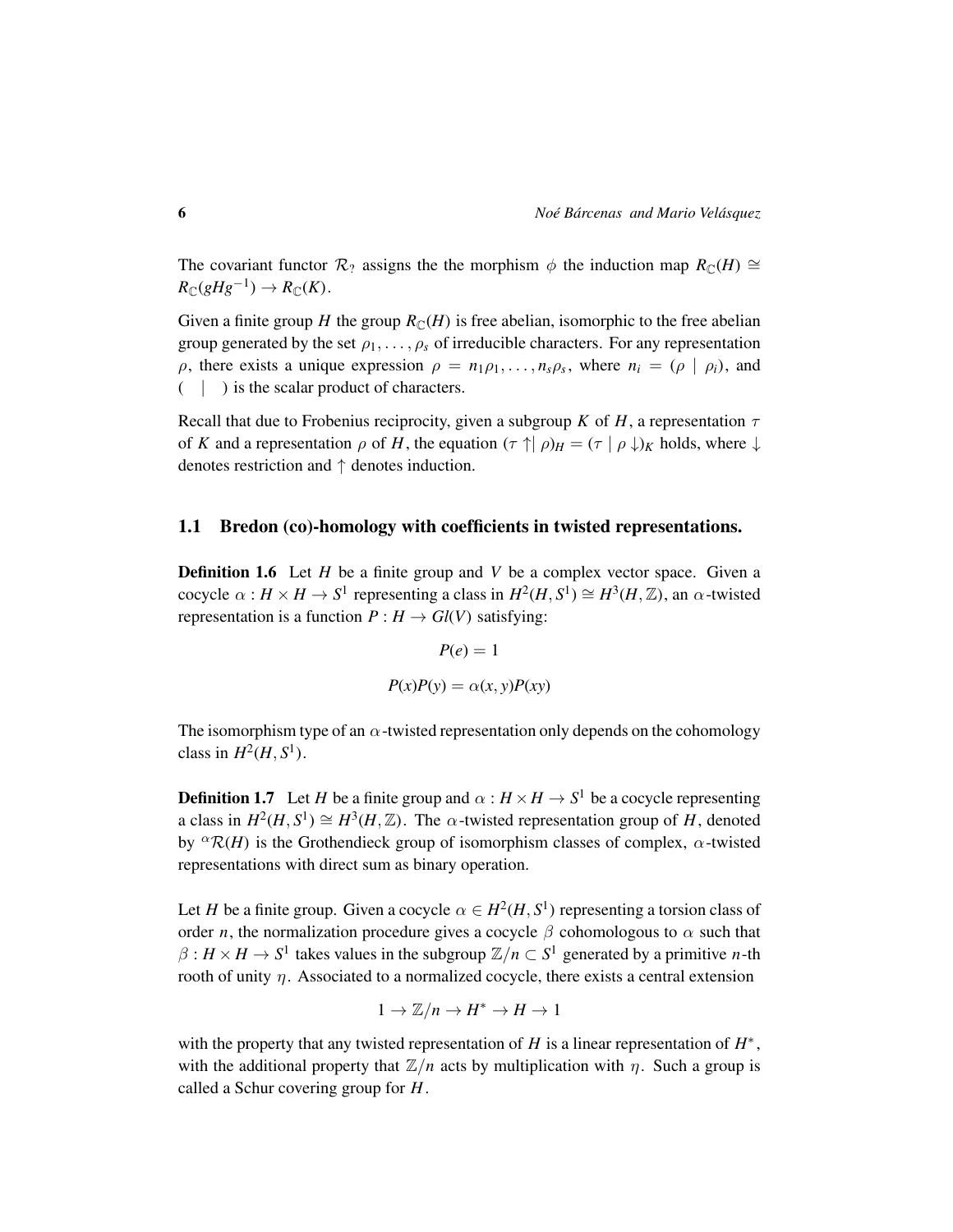The covariant functor $\mathcal{R}_?$ assigns the the morphism $\phi$ the induction map $R_{\mathbb{C}}(H) \cong R_{\mathbb{C}}(gHg^{-1}) \to R_{\mathbb{C}}(K)$.

Given a finite group $H$ the group $R_{\mathbb{C}}(H)$ is free abelian, isomorphic to the free abelian group generated by the set $\rho_1, \ldots, \rho_s$ of irreducible characters. For any representation $\rho$, there exists a unique expression $\rho = n_1\rho_1, \ldots, n_s\rho_s$, where $n_i = (\rho \mid \rho_i)$, and $( \mid )$ is the scalar product of characters.

Recall that due to Frobenius reciprocity, given a subgroup $K$ of $H$, a representation $\tau$ of $K$ and a representation $\rho$ of $H$, the equation $(\tau \uparrow \mid \rho)_H = (\tau \mid \rho \downarrow)_K$ holds, where $\downarrow$ denotes restriction and $\uparrow$ denotes induction.

## 1.1 Bredon (co)-homology with coefficients in twisted representations.

**Definition 1.6** Let $H$ be a finite group and $V$ be a complex vector space. Given a cocycle $\alpha : H \times H \to S^1$ representing a class in $H^2(H, S^1) \cong H^3(H, \mathbb{Z})$, an $\alpha$-twisted representation is a function $P : H \to Gl(V)$ satisfying:

$$P(e) = 1$$

$$P(x)P(y) = \alpha(x, y)P(xy)$$

The isomorphism type of an $\alpha$-twisted representation only depends on the cohomology class in $H^2(H, S^1)$.

**Definition 1.7** Let $H$ be a finite group and $\alpha : H \times H \to S^1$ be a cocycle representing a class in $H^2(H, S^1) \cong H^3(H, \mathbb{Z})$. The $\alpha$-twisted representation group of $H$, denoted by ${}^{\alpha}\mathcal{R}(H)$ is the Grothendieck group of isomorphism classes of complex, $\alpha$-twisted representations with direct sum as binary operation.

Let $H$ be a finite group. Given a cocycle $\alpha \in H^2(H, S^1)$ representing a torsion class of order $n$, the normalization procedure gives a cocycle $\beta$ cohomologous to $\alpha$ such that $\beta : H \times H \to S^1$ takes values in the subgroup $\mathbb{Z}/n \subset S^1$ generated by a primitive $n$-th rooth of unity $\eta$. Associated to a normalized cocycle, there exists a central extension

$$1 \to \mathbb{Z}/n \to H^* \to H \to 1$$

with the property that any twisted representation of $H$ is a linear representation of $H^*$, with the additional property that $\mathbb{Z}/n$ acts by multiplication with $\eta$. Such a group is called a Schur covering group for $H$.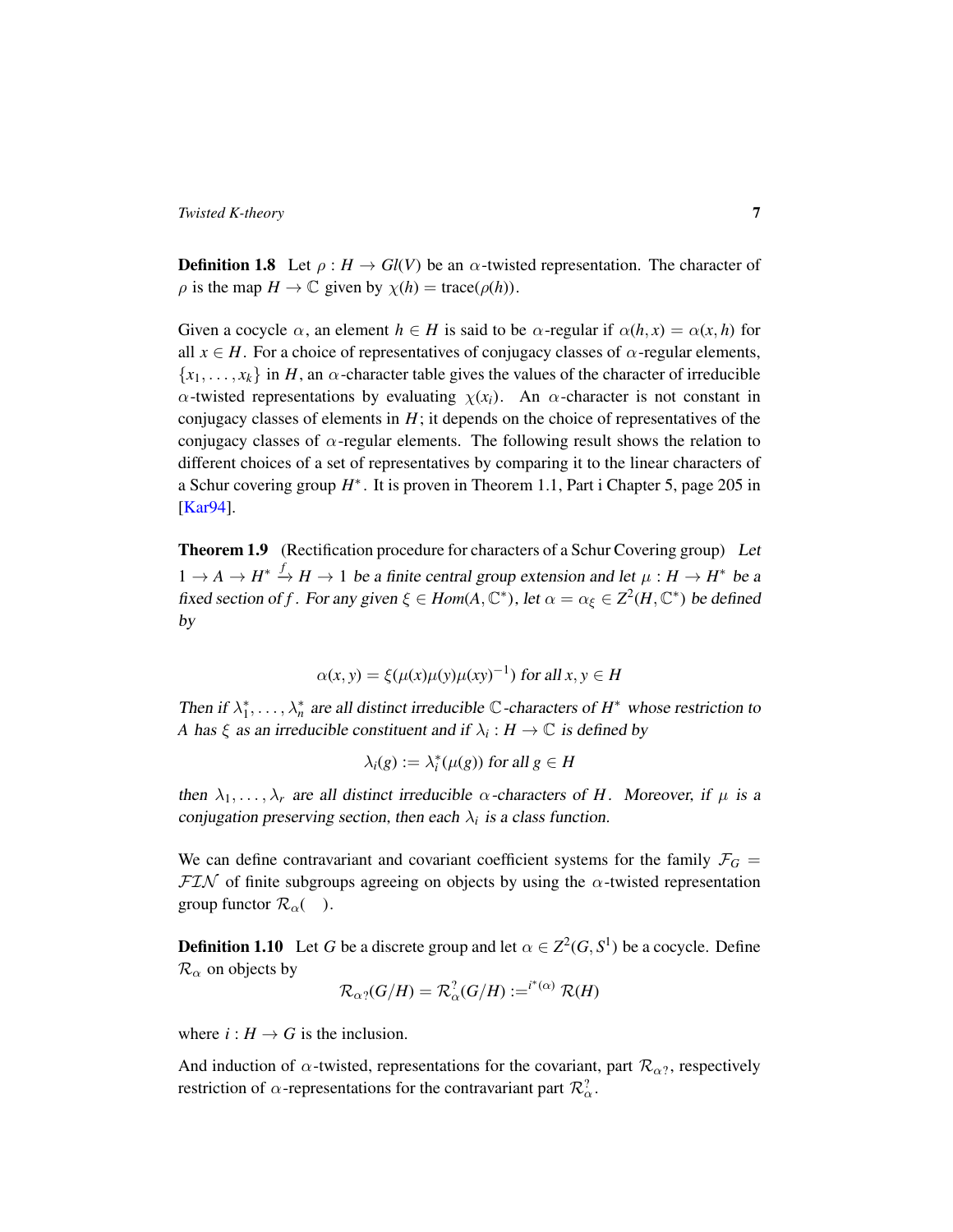**Definition 1.8** Let $\rho : H \to Gl(V)$ be an $\alpha$-twisted representation. The character of $\rho$ is the map $H \to \mathbb{C}$ given by $\chi(h) = \text{trace}(\rho(h))$.

Given a cocycle $\alpha$, an element $h \in H$ is said to be $\alpha$-regular if $\alpha(h,x) = \alpha(x,h)$ for all $x \in H$. For a choice of representatives of conjugacy classes of $\alpha$-regular elements, $\{x_1, \ldots, x_k\}$ in $H$, an $\alpha$-character table gives the values of the character of irreducible $\alpha$-twisted representations by evaluating $\chi(x_i)$. An $\alpha$-character is not constant in conjugacy classes of elements in $H$; it depends on the choice of representatives of the conjugacy classes of $\alpha$-regular elements. The following result shows the relation to different choices of a set of representatives by comparing it to the linear characters of a Schur covering group $H^*$. It is proven in Theorem 1.1, Part i Chapter 5, page 205 in [Kar94].

**Theorem 1.9** (Rectification procedure for characters of a Schur Covering group) *Let $1 \to A \to H^* \xrightarrow{f} H \to 1$ be a finite central group extension and let $\mu : H \to H^*$ be a fixed section of $f$. For any given $\xi \in Hom(A, \mathbb{C}^*)$, let $\alpha = \alpha_\xi \in Z^2(H, \mathbb{C}^*)$ be defined by*

$$\alpha(x,y) = \xi(\mu(x)\mu(y)\mu(xy)^{-1}) \text{ for all } x, y \in H$$

*Then if $\lambda_1^*, \ldots, \lambda_n^*$ are all distinct irreducible $\mathbb{C}$-characters of $H^*$ whose restriction to $A$ has $\xi$ as an irreducible constituent and if $\lambda_i : H \to \mathbb{C}$ is defined by*

$$\lambda_i(g) := \lambda_i^*(\mu(g)) \text{ for all } g \in H$$

*then $\lambda_1, \ldots, \lambda_r$ are all distinct irreducible $\alpha$-characters of $H$. Moreover, if $\mu$ is a conjugation preserving section, then each $\lambda_i$ is a class function.*

We can define contravariant and covariant coefficient systems for the family $\mathcal{F}_G = \mathcal{FIN}$ of finite subgroups agreeing on objects by using the $\alpha$-twisted representation group functor $\mathcal{R}_\alpha(\quad)$.

**Definition 1.10** Let $G$ be a discrete group and let $\alpha \in Z^2(G, S^1)$ be a cocycle. Define $\mathcal{R}_\alpha$ on objects by

$$\mathcal{R}_{\alpha ?}(G/H) = \mathcal{R}_\alpha^?(G/H) :=^{i^*(\alpha)} \mathcal{R}(H)$$

where $i : H \to G$ is the inclusion.

And induction of $\alpha$-twisted, representations for the covariant, part $\mathcal{R}_{\alpha ?}$, respectively restriction of $\alpha$-representations for the contravariant part $\mathcal{R}_\alpha^?$.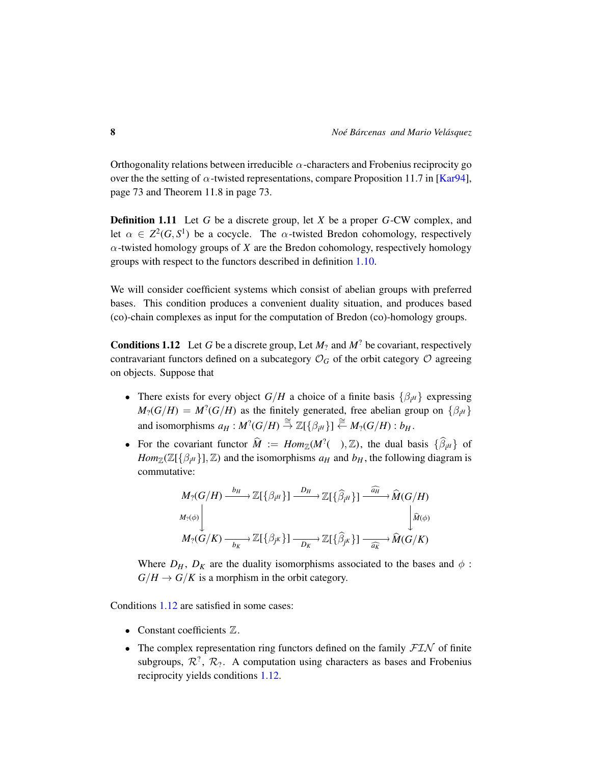Orthogonality relations between irreducible $\alpha$-characters and Frobenius reciprocity go over the the setting of $\alpha$-twisted representations, compare Proposition 11.7 in [Kar94], page 73 and Theorem 11.8 in page 73.

**Definition 1.11** Let $G$ be a discrete group, let $X$ be a proper $G$-CW complex, and let $\alpha \in Z^2(G, S^1)$ be a cocycle. The $\alpha$-twisted Bredon cohomology, respectively $\alpha$-twisted homology groups of $X$ are the Bredon cohomology, respectively homology groups with respect to the functors described in definition 1.10.

We will consider coefficient systems which consist of abelian groups with preferred bases. This condition produces a convenient duality situation, and produces based (co)-chain complexes as input for the computation of Bredon (co)-homology groups.

**Conditions 1.12** Let $G$ be a discrete group, Let $M_?$ and $M^?$ be covariant, respectively contravariant functors defined on a subcategory $\mathcal{O}_G$ of the orbit category $\mathcal{O}$ agreeing on objects. Suppose that

- There exists for every object $G/H$ a choice of a finite basis $\{\beta_{i^H}\}$ expressing $M_?(G/H) = M^?(G/H)$ as the finitely generated, free abelian group on $\{\beta_{i^H}\}$ and isomorphisms $a_H : M^?(G/H) \overset{\cong}{\rightarrow} \mathbb{Z}[\{\beta_{i^H}\}] \overset{\cong}{\leftarrow} M_?(G/H) : b_H$.
- For the covariant functor $\widehat{M} := Hom_{\mathbb{Z}}(M^?(\quad), \mathbb{Z})$, the dual basis $\{\widehat{\beta}_{i^H}\}$ of $Hom_{\mathbb{Z}}(\mathbb{Z}[\{\beta_{i^H}\}], \mathbb{Z})$ and the isomorphisms $a_H$ and $b_H$, the following diagram is commutative:

$$\begin{array}{ccccccc}
M_?(G/H) & \xrightarrow{b_H} & \mathbb{Z}[\{\beta_{i^H}\}] & \xrightarrow{D_H} & \mathbb{Z}[\{\widehat{\beta}_{i^H}\}] & \xrightarrow{\widehat{a_H}} & \widehat{M}(G/H) \\
\Big\downarrow{\scriptstyle M_?(\phi)} & & & & & & \Big\downarrow{\scriptstyle \widehat{M}(\phi)} \\
M_?(G/K) & \xrightarrow[b_K]{} & \mathbb{Z}[\{\beta_{j^K}\}] & \xrightarrow[D_K]{} & \mathbb{Z}[\{\widehat{\beta}_{j^K}\}] & \xrightarrow[\widehat{a_K}]{} & \widehat{M}(G/K)
\end{array}$$

  Where $D_H$, $D_K$ are the duality isomorphisms associated to the bases and $\phi : G/H \to G/K$ is a morphism in the orbit category.

Conditions 1.12 are satisfied in some cases:

- Constant coefficients $\mathbb{Z}$.
- The complex representation ring functors defined on the family $\mathcal{FIN}$ of finite subgroups, $\mathcal{R}^?$, $\mathcal{R}_?$. A computation using characters as bases and Frobenius reciprocity yields conditions 1.12.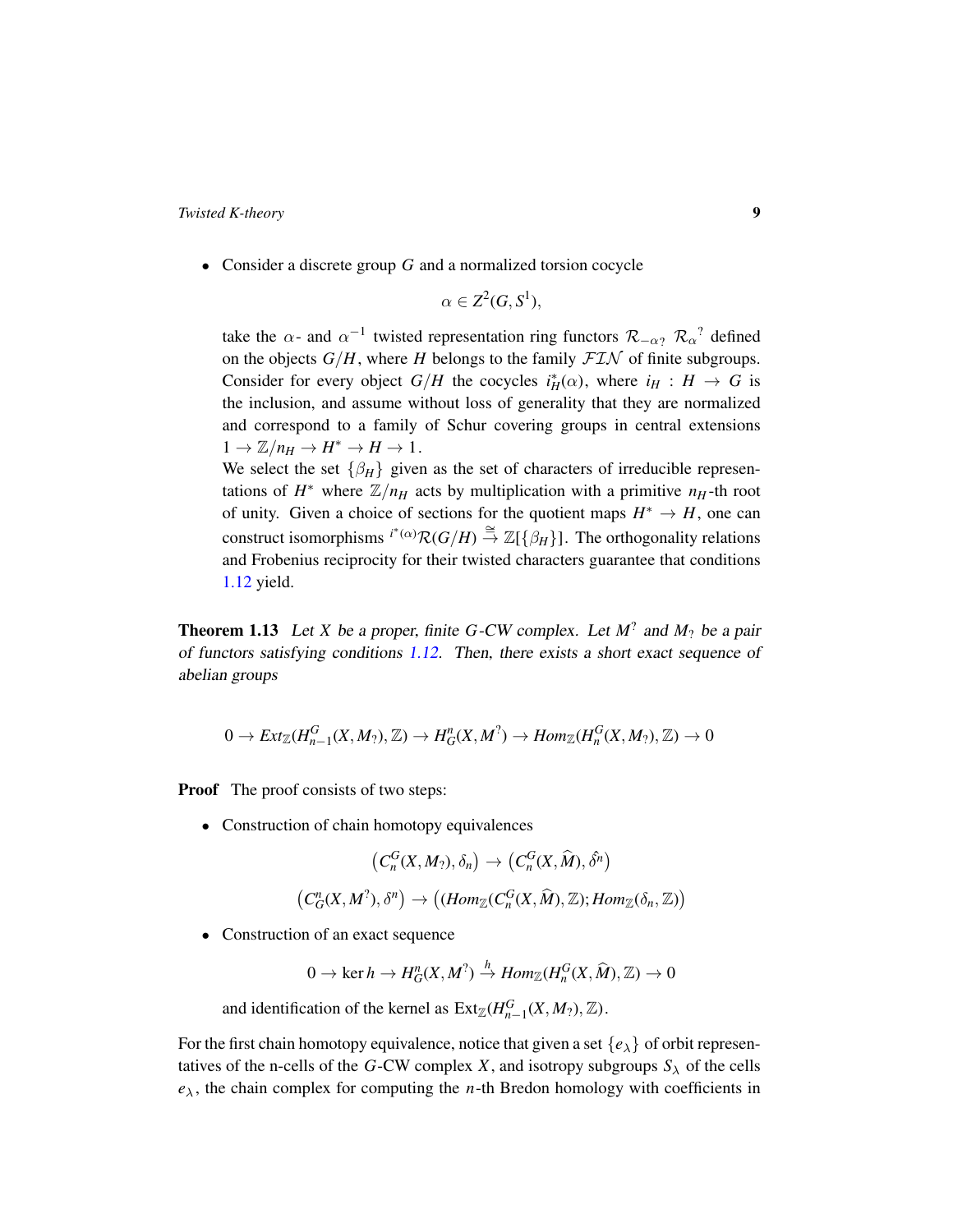- Consider a discrete group $G$ and a normalized torsion cocycle

$$\alpha \in Z^2(G, S^1),$$

take the $\alpha$- and $\alpha^{-1}$ twisted representation ring functors $\mathcal{R}_{-\alpha?}$ $\mathcal{R}_{\alpha}{}^?$ defined on the objects $G/H$, where $H$ belongs to the family $\mathcal{FIN}$ of finite subgroups. Consider for every object $G/H$ the cocycles $i_H^*(\alpha)$, where $i_H : H \to G$ is the inclusion, and assume without loss of generality that they are normalized and correspond to a family of Schur covering groups in central extensions $1 \to \mathbb{Z}/n_H \to H^* \to H \to 1$.

We select the set $\{\beta_H\}$ given as the set of characters of irreducible representations of $H^*$ where $\mathbb{Z}/n_H$ acts by multiplication with a primitive $n_H$-th root of unity. Given a choice of sections for the quotient maps $H^* \to H$, one can construct isomorphisms ${}^{i^*(\alpha)}\mathcal{R}(G/H) \xrightarrow{\cong} \mathbb{Z}[\{\beta_H\}]$. The orthogonality relations and Frobenius reciprocity for their twisted characters guarantee that conditions 1.12 yield.

**Theorem 1.13** *Let $X$ be a proper, finite $G$-CW complex. Let $M^?$ and $M_?$ be a pair of functors satisfying conditions 1.12. Then, there exists a short exact sequence of abelian groups*

$$0 \to Ext_{\mathbb{Z}}(H^G_{n-1}(X, M_?), \mathbb{Z}) \to H^n_G(X, M^?) \to Hom_{\mathbb{Z}}(H^G_n(X, M_?), \mathbb{Z}) \to 0$$

**Proof** The proof consists of two steps:

- Construction of chain homotopy equivalences

$$\left(C^G_n(X, M_?), \delta_n\right) \to \left(C^G_n(X, \widehat{M}), \hat{\delta^n}\right)$$

$$\left(C^n_G(X, M^?), \delta^n\right) \to \left((Hom_{\mathbb{Z}}(C^G_n(X, \widehat{M}), \mathbb{Z}); Hom_{\mathbb{Z}}(\delta_n, \mathbb{Z})\right)$$

- Construction of an exact sequence

$$0 \to \ker h \to H^n_G(X, M^?) \xrightarrow{h} Hom_{\mathbb{Z}}(H^G_n(X, \widehat{M}), \mathbb{Z}) \to 0$$

and identification of the kernel as $\mathrm{Ext}_{\mathbb{Z}}(H^G_{n-1}(X, M_?), \mathbb{Z})$.

For the first chain homotopy equivalence, notice that given a set $\{e_\lambda\}$ of orbit representatives of the n-cells of the $G$-CW complex $X$, and isotropy subgroups $S_\lambda$ of the cells $e_\lambda$, the chain complex for computing the $n$-th Bredon homology with coefficients in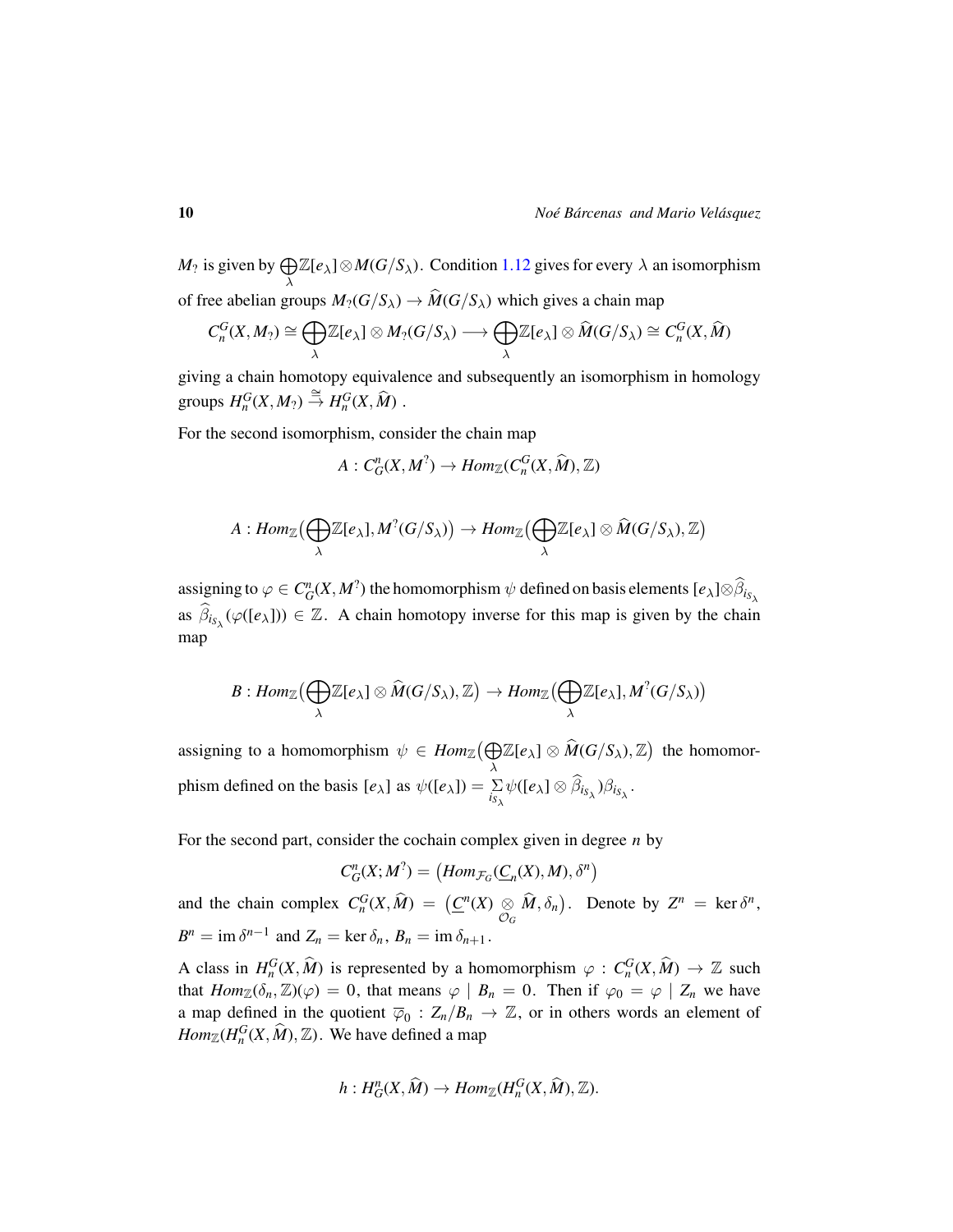$M_?$ is given by $\bigoplus_\lambda \mathbb{Z}[e_\lambda] \otimes M(G/S_\lambda)$. Condition 1.12 gives for every $\lambda$ an isomorphism of free abelian groups $M_?(G/S_\lambda) \to \widehat{M}(G/S_\lambda)$ which gives a chain map

$$C_n^G(X, M_?) \cong \bigoplus_\lambda \mathbb{Z}[e_\lambda] \otimes M_?(G/S_\lambda) \longrightarrow \bigoplus_\lambda \mathbb{Z}[e_\lambda] \otimes \widehat{M}(G/S_\lambda) \cong C_n^G(X, \widehat{M})$$

giving a chain homotopy equivalence and subsequently an isomorphism in homology groups $H_n^G(X, M_?) \xrightarrow{\cong} H_n^G(X, \widehat{M})$ .

For the second isomorphism, consider the chain map

$$A : C^n_G(X, M^?) \to Hom_{\mathbb{Z}}(C_n^G(X, \widehat{M}), \mathbb{Z})$$

$$A : Hom_{\mathbb{Z}}\big(\bigoplus_\lambda \mathbb{Z}[e_\lambda], M^?(G/S_\lambda)\big) \to Hom_{\mathbb{Z}}\big(\bigoplus_\lambda \mathbb{Z}[e_\lambda] \otimes \widehat{M}(G/S_\lambda), \mathbb{Z}\big)$$

assigning to $\varphi \in C^n_G(X, M^?)$ the homomorphism $\psi$ defined on basis elements $[e_\lambda] \otimes \widehat{\beta}_{i_{S_\lambda}}$ as $\widehat{\beta}_{i_{S_\lambda}}(\varphi([e_\lambda])) \in \mathbb{Z}$. A chain homotopy inverse for this map is given by the chain map

$$B : Hom_{\mathbb{Z}}\big(\bigoplus_\lambda \mathbb{Z}[e_\lambda] \otimes \widehat{M}(G/S_\lambda), \mathbb{Z}\big) \to Hom_{\mathbb{Z}}\big(\bigoplus_\lambda \mathbb{Z}[e_\lambda], M^?(G/S_\lambda)\big)$$

assigning to a homomorphism $\psi \in Hom_{\mathbb{Z}}\big(\bigoplus_\lambda \mathbb{Z}[e_\lambda] \otimes \widehat{M}(G/S_\lambda), \mathbb{Z}\big)$ the homomorphism defined on the basis $[e_\lambda]$ as $\psi([e_\lambda]) = \sum_{i_{S_\lambda}} \psi([e_\lambda] \otimes \widehat{\beta}_{i_{S_\lambda}})\beta_{i_{S_\lambda}}$.

For the second part, consider the cochain complex given in degree $n$ by

$$C^n_G(X; M^?) = \big(Hom_{\mathcal{F}_G}(\underline{C}_n(X), M), \delta^n\big)$$

and the chain complex $C_n^G(X, \widehat{M}) = \big(\underline{C}^n(X) \underset{\mathcal{O}_G}{\otimes} \widehat{M}, \delta_n\big)$. Denote by $Z^n = \ker \delta^n$, $B^n = \operatorname{im} \delta^{n-1}$ and $Z_n = \ker \delta_n$, $B_n = \operatorname{im} \delta_{n+1}$.

A class in $H_n^G(X, \widehat{M})$ is represented by a homomorphism $\varphi : C_n^G(X, \widehat{M}) \to \mathbb{Z}$ such that $Hom_{\mathbb{Z}}(\delta_n, \mathbb{Z})(\varphi) = 0$, that means $\varphi \mid B_n = 0$. Then if $\varphi_0 = \varphi \mid Z_n$ we have a map defined in the quotient $\overline{\varphi}_0 : Z_n/B_n \to \mathbb{Z}$, or in others words an element of $Hom_{\mathbb{Z}}(H_n^G(X, \widehat{M}), \mathbb{Z})$. We have defined a map

$$h : H^n_G(X, \widehat{M}) \to Hom_{\mathbb{Z}}(H_n^G(X, \widehat{M}), \mathbb{Z}).$$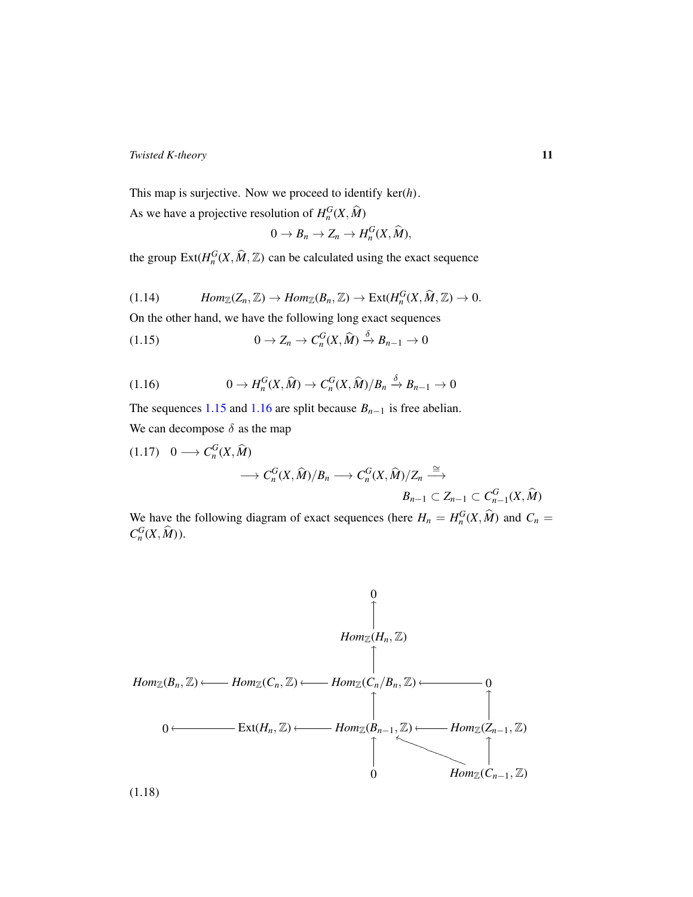This map is surjective. Now we proceed to identify $\ker(h)$.

As we have a projective resolution of $H_n^G(X, \widehat{M})$

$$0 \to B_n \to Z_n \to H_n^G(X, \widehat{M}),$$

the group $\mathrm{Ext}(H_n^G(X, \widehat{M}, \mathbb{Z})$ can be calculated using the exact sequence

$$Hom_{\mathbb{Z}}(Z_n, \mathbb{Z}) \to Hom_{\mathbb{Z}}(B_n, \mathbb{Z}) \to \mathrm{Ext}(H_n^G(X, \widehat{M}, \mathbb{Z}) \to 0. \tag{1.14}$$

On the other hand, we have the following long exact sequences

$$0 \to Z_n \to C_n^G(X, \widehat{M}) \xrightarrow{\delta} B_{n-1} \to 0 \tag{1.15}$$

$$0 \to H_n^G(X, \widehat{M}) \to C_n^G(X, \widehat{M})/B_n \xrightarrow{\delta} B_{n-1} \to 0 \tag{1.16}$$

The sequences 1.15 and 1.16 are split because $B_{n-1}$ is free abelian.

We can decompose $\delta$ as the map

$$\begin{aligned} 0 \longrightarrow\ & C_n^G(X, \widehat{M}) \\ & \longrightarrow C_n^G(X, \widehat{M})/B_n \longrightarrow C_n^G(X, \widehat{M})/Z_n \xrightarrow{\cong} \\ & \qquad B_{n-1} \subset Z_{n-1} \subset C_{n-1}^G(X, \widehat{M}) \end{aligned} \tag{1.17}$$

We have the following diagram of exact sequences (here $H_n = H_n^G(X, \widehat{M})$ and $C_n = C_n^G(X, \widehat{M})$).

$$\begin{array}{ccccccc}
 & & & & 0 & & \\
 & & & & \uparrow & & \\
 & & & & Hom_{\mathbb{Z}}(H_n, \mathbb{Z}) & & \\
 & & & & \uparrow & & \\
Hom_{\mathbb{Z}}(B_n, \mathbb{Z}) & \longleftarrow & Hom_{\mathbb{Z}}(C_n, \mathbb{Z}) & \longleftarrow & Hom_{\mathbb{Z}}(C_n/B_n, \mathbb{Z}) & \longleftarrow & 0 \\
 & & & & \uparrow & & \uparrow \\
0 & \longleftarrow & \mathrm{Ext}(H_n, \mathbb{Z}) & \longleftarrow & Hom_{\mathbb{Z}}(B_{n-1}, \mathbb{Z}) & \longleftarrow & Hom_{\mathbb{Z}}(Z_{n-1}, \mathbb{Z}) \\
 & & & & \uparrow & \nwarrow & \uparrow \\
 & & & & 0 & & Hom_{\mathbb{Z}}(C_{n-1}, \mathbb{Z})
\end{array}$$

(1.18)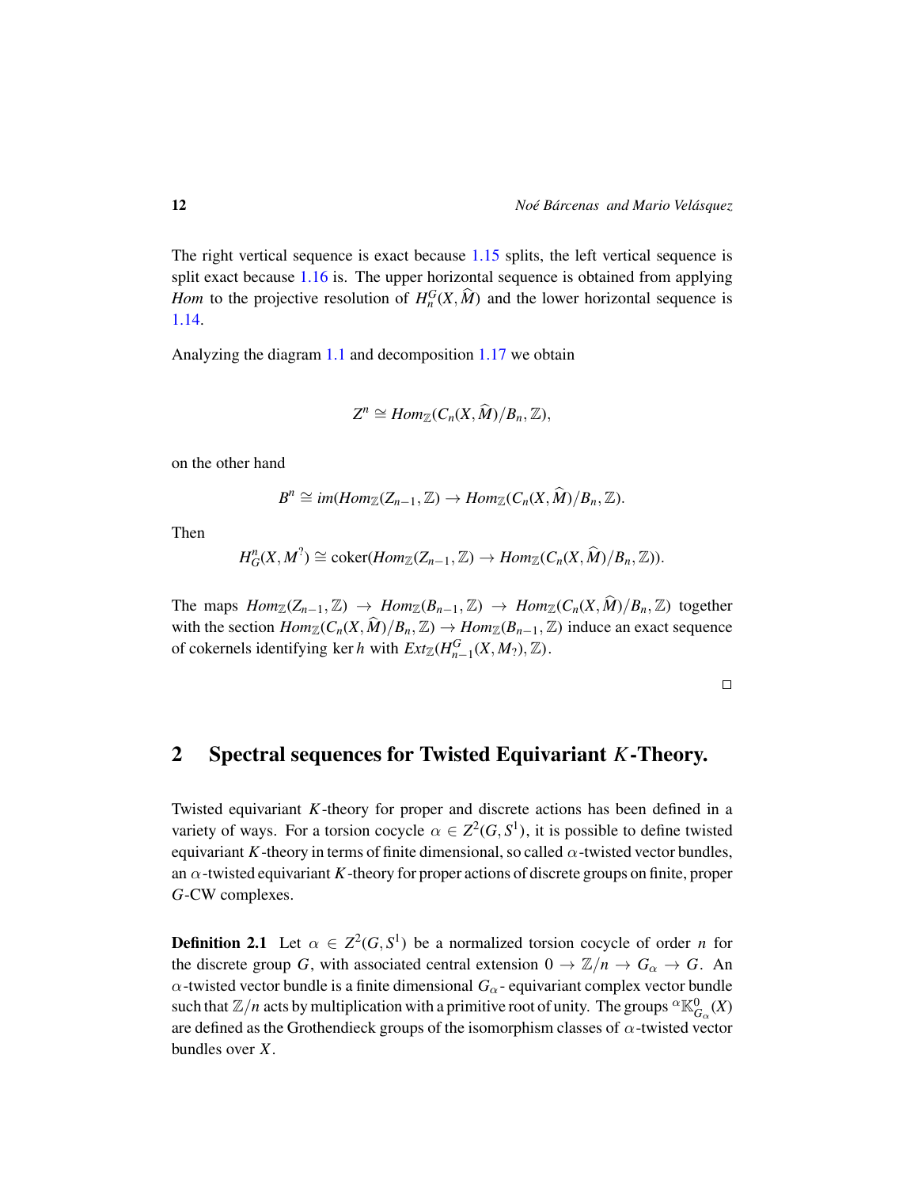The right vertical sequence is exact because 1.15 splits, the left vertical sequence is split exact because 1.16 is. The upper horizontal sequence is obtained from applying *Hom* to the projective resolution of $H_n^G(X,\widehat{M})$ and the lower horizontal sequence is 1.14.

Analyzing the diagram 1.1 and decomposition 1.17 we obtain

$$Z^n \cong Hom_{\mathbb{Z}}(C_n(X,\widehat{M})/B_n,\mathbb{Z}),$$

on the other hand

$$B^n \cong im(Hom_{\mathbb{Z}}(Z_{n-1},\mathbb{Z}) \to Hom_{\mathbb{Z}}(C_n(X,\widehat{M})/B_n,\mathbb{Z}).$$

Then

$$H_G^n(X,M^?) \cong \operatorname{coker}(Hom_{\mathbb{Z}}(Z_{n-1},\mathbb{Z}) \to Hom_{\mathbb{Z}}(C_n(X,\widehat{M})/B_n,\mathbb{Z})).$$

The maps $Hom_{\mathbb{Z}}(Z_{n-1},\mathbb{Z}) \to Hom_{\mathbb{Z}}(B_{n-1},\mathbb{Z}) \to Hom_{\mathbb{Z}}(C_n(X,\widehat{M})/B_n,\mathbb{Z})$ together with the section $Hom_{\mathbb{Z}}(C_n(X,\widehat{M})/B_n,\mathbb{Z}) \to Hom_{\mathbb{Z}}(B_{n-1},\mathbb{Z})$ induce an exact sequence of cokernels identifying $\ker h$ with $Ext_{\mathbb{Z}}(H_{n-1}^G(X,M_?),\mathbb{Z})$.

□

## 2 Spectral sequences for Twisted Equivariant $K$-Theory.

Twisted equivariant $K$-theory for proper and discrete actions has been defined in a variety of ways. For a torsion cocycle $\alpha \in Z^2(G,S^1)$, it is possible to define twisted equivariant $K$-theory in terms of finite dimensional, so called $\alpha$-twisted vector bundles, an $\alpha$-twisted equivariant $K$-theory for proper actions of discrete groups on finite, proper $G$-CW complexes.

**Definition 2.1** Let $\alpha \in Z^2(G,S^1)$ be a normalized torsion cocycle of order $n$ for the discrete group $G$, with associated central extension $0 \to \mathbb{Z}/n \to G_\alpha \to G$. An $\alpha$-twisted vector bundle is a finite dimensional $G_\alpha$- equivariant complex vector bundle such that $\mathbb{Z}/n$ acts by multiplication with a primitive root of unity. The groups ${}^{\alpha}\mathbb{K}^0_{G_\alpha}(X)$ are defined as the Grothendieck groups of the isomorphism classes of $\alpha$-twisted vector bundles over $X$.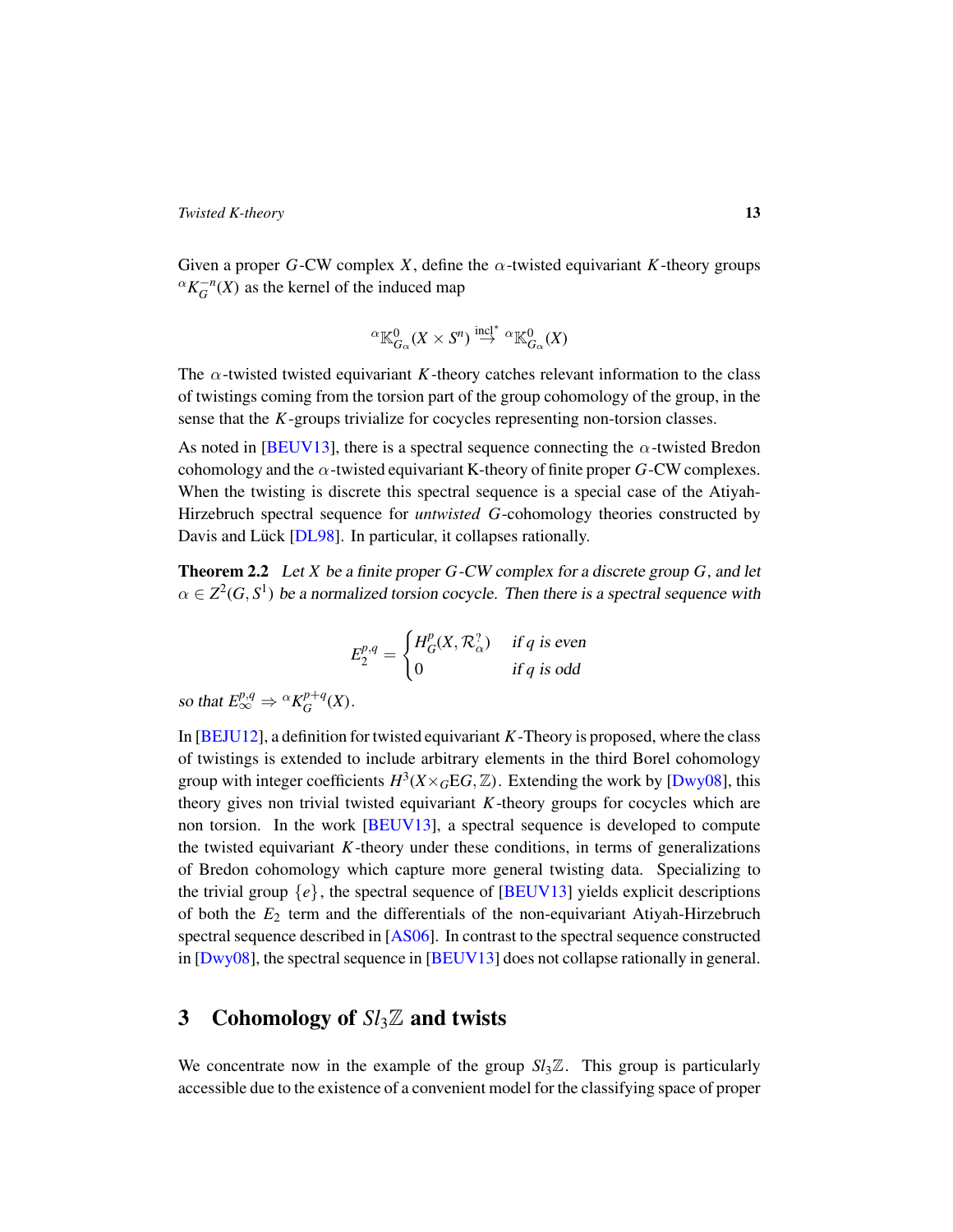Given a proper $G$-CW complex $X$, define the $\alpha$-twisted equivariant $K$-theory groups ${}^{\alpha}K_G^{-n}(X)$ as the kernel of the induced map

$$ {}^{\alpha}\mathbb{K}^0_{G_\alpha}(X \times S^n) \stackrel{\text{incl}^*}{\to} {}^{\alpha}\mathbb{K}^0_{G_\alpha}(X) $$

The $\alpha$-twisted twisted equivariant $K$-theory catches relevant information to the class of twistings coming from the torsion part of the group cohomology of the group, in the sense that the $K$-groups trivialize for cocycles representing non-torsion classes.

As noted in [BEUV13], there is a spectral sequence connecting the $\alpha$-twisted Bredon cohomology and the $\alpha$-twisted equivariant K-theory of finite proper $G$-CW complexes. When the twisting is discrete this spectral sequence is a special case of the Atiyah-Hirzebruch spectral sequence for *untwisted* $G$-cohomology theories constructed by Davis and Lück [DL98]. In particular, it collapses rationally.

**Theorem 2.2** *Let $X$ be a finite proper $G$-CW complex for a discrete group $G$, and let $\alpha \in Z^2(G, S^1)$ be a normalized torsion cocycle. Then there is a spectral sequence with*

$$ E_2^{p,q} = \begin{cases} H^p_G(X, \mathcal{R}^?_\alpha) & \text{if } q \text{ is even} \\ 0 & \text{if } q \text{ is odd} \end{cases} $$

*so that $E_\infty^{p,q} \Rightarrow {}^{\alpha}K_G^{p+q}(X)$.*

In [BEJU12], a definition for twisted equivariant $K$-Theory is proposed, where the class of twistings is extended to include arbitrary elements in the third Borel cohomology group with integer coefficients $H^3(X \times_G \mathrm{E}G, \mathbb{Z})$. Extending the work by [Dwy08], this theory gives non trivial twisted equivariant $K$-theory groups for cocycles which are non torsion. In the work [BEUV13], a spectral sequence is developed to compute the twisted equivariant $K$-theory under these conditions, in terms of generalizations of Bredon cohomology which capture more general twisting data. Specializing to the trivial group $\{e\}$, the spectral sequence of [BEUV13] yields explicit descriptions of both the $E_2$ term and the differentials of the non-equivariant Atiyah-Hirzebruch spectral sequence described in [AS06]. In contrast to the spectral sequence constructed in [Dwy08], the spectral sequence in [BEUV13] does not collapse rationally in general.

## 3 Cohomology of $Sl_3\mathbb{Z}$ and twists

We concentrate now in the example of the group $Sl_3\mathbb{Z}$. This group is particularly accessible due to the existence of a convenient model for the classifying space of proper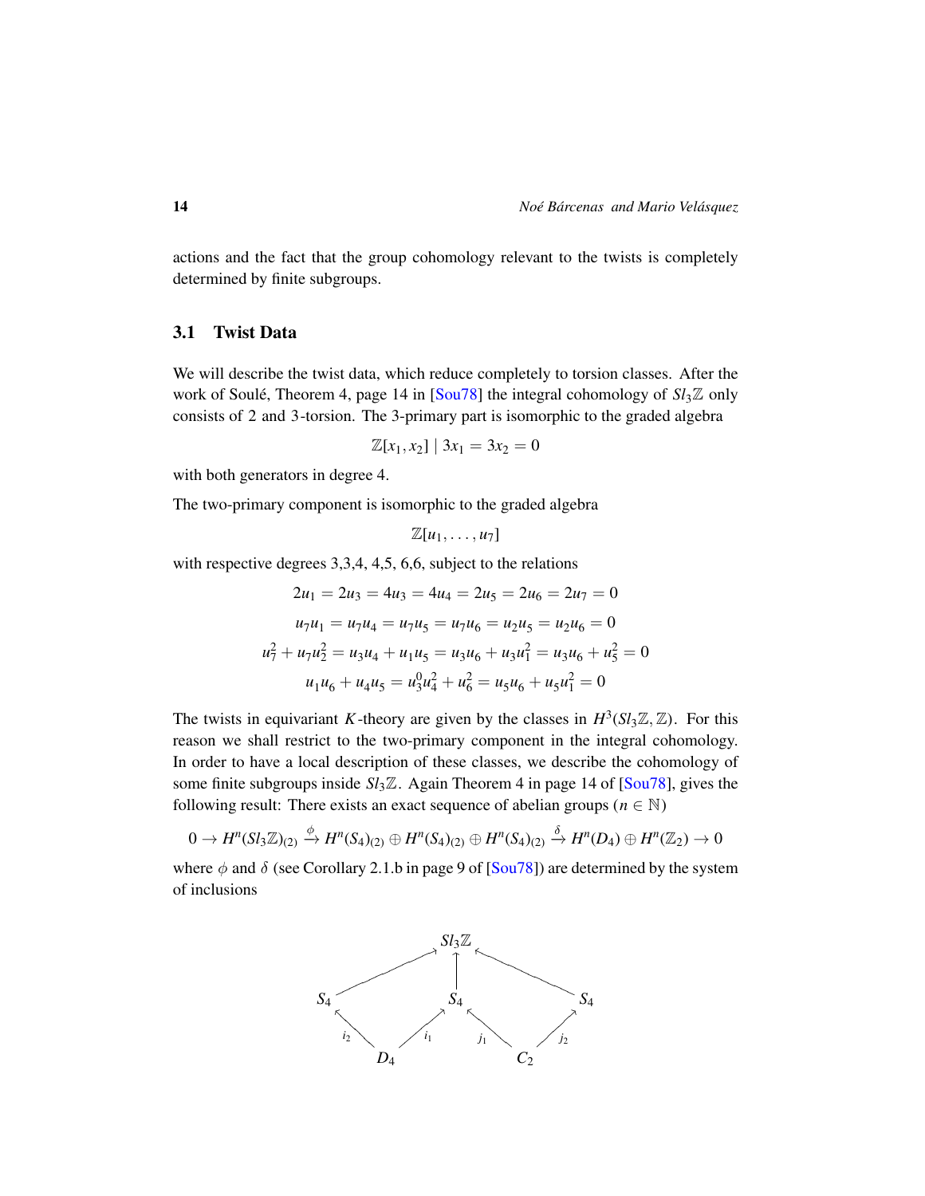actions and the fact that the group cohomology relevant to the twists is completely determined by finite subgroups.

### 3.1 Twist Data

We will describe the twist data, which reduce completely to torsion classes. After the work of Soulé, Theorem 4, page 14 in [Sou78] the integral cohomology of $Sl_3\mathbb{Z}$ only consists of 2 and 3-torsion. The 3-primary part is isomorphic to the graded algebra

$$\mathbb{Z}[x_1, x_2] \mid 3x_1 = 3x_2 = 0$$

with both generators in degree 4.

The two-primary component is isomorphic to the graded algebra

$$\mathbb{Z}[u_1, \dots, u_7]$$

with respective degrees 3,3,4, 4,5, 6,6, subject to the relations

$$2u_1 = 2u_3 = 4u_3 = 4u_4 = 2u_5 = 2u_6 = 2u_7 = 0$$

$$u_7u_1 = u_7u_4 = u_7u_5 = u_7u_6 = u_2u_5 = u_2u_6 = 0$$

$$u_7^2 + u_7u_2^2 = u_3u_4 + u_1u_5 = u_3u_6 + u_3u_1^2 = u_3u_6 + u_5^2 = 0$$

$$u_1u_6 + u_4u_5 = u_3^0u_4^2 + u_6^2 = u_5u_6 + u_5u_1^2 = 0$$

The twists in equivariant $K$-theory are given by the classes in $H^3(Sl_3\mathbb{Z}, \mathbb{Z})$. For this reason we shall restrict to the two-primary component in the integral cohomology. In order to have a local description of these classes, we describe the cohomology of some finite subgroups inside $Sl_3\mathbb{Z}$. Again Theorem 4 in page 14 of [Sou78], gives the following result: There exists an exact sequence of abelian groups ($n \in \mathbb{N}$)

$$0 \to H^n(Sl_3\mathbb{Z})_{(2)} \xrightarrow{\phi} H^n(S_4)_{(2)} \oplus H^n(S_4)_{(2)} \oplus H^n(S_4)_{(2)} \xrightarrow{\delta} H^n(D_4) \oplus H^n(\mathbb{Z}_2) \to 0$$

where $\phi$ and $\delta$ (see Corollary 2.1.b in page 9 of [Sou78]) are determined by the system of inclusions

$$\begin{array}{ccccccc}
 & & & Sl_3\mathbb{Z} & & & \\
 & \nearrow & & \uparrow & & \nwarrow & \\
S_4 & & & S_4 & & & S_4 \\
 & \nwarrow^{i_2} & & \nearrow^{i_1} \quad \nwarrow^{j_1} & & \nearrow^{j_2} & \\
 & & D_4 & & C_2 & &
\end{array}$$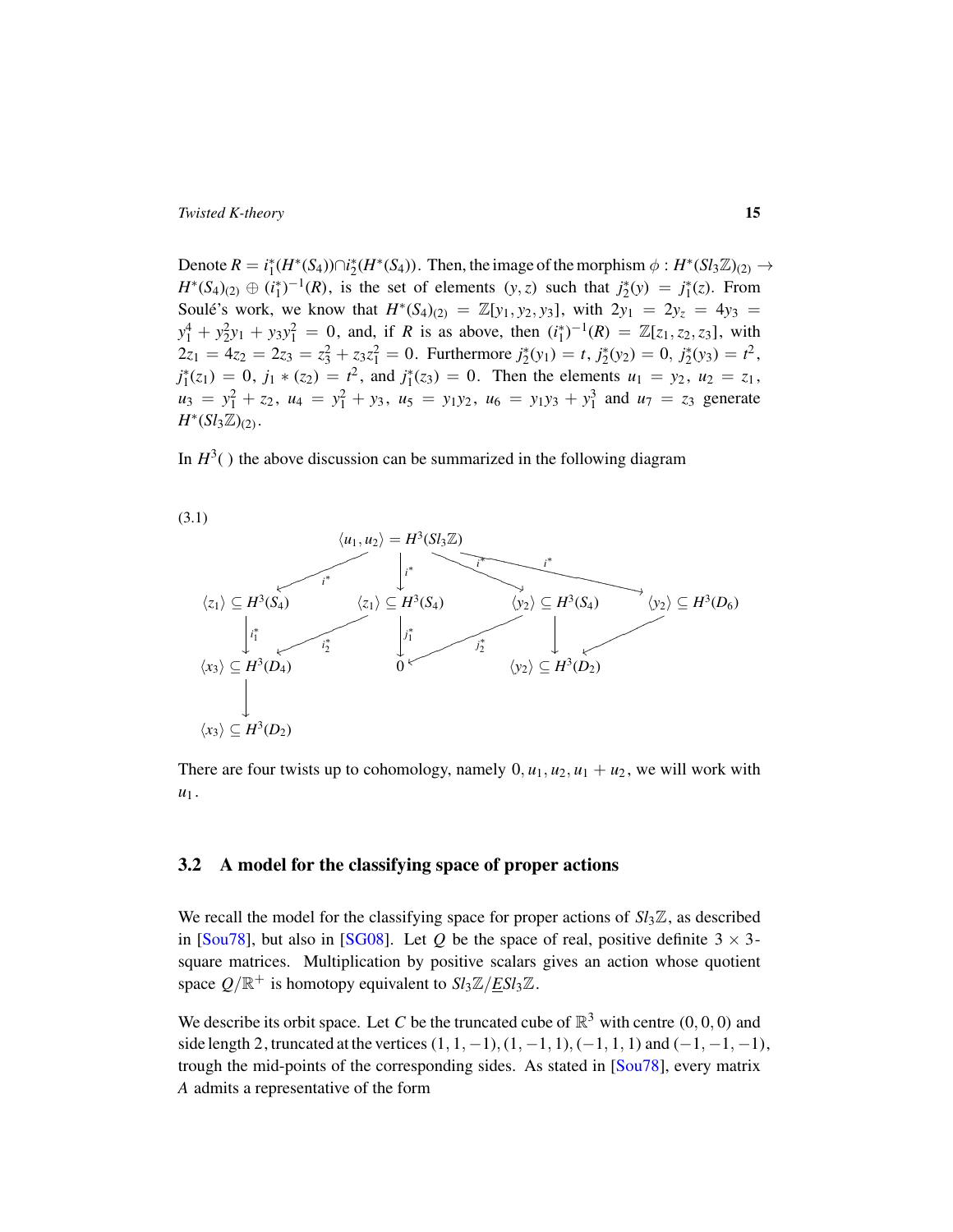Denote $R = i_1^*(H^*(S_4)) \cap i_2^*(H^*(S_4))$. Then, the image of the morphism $\phi : H^*(Sl_3\mathbb{Z})_{(2)} \to H^*(S_4)_{(2)} \oplus (i_1^*)^{-1}(R)$, is the set of elements $(y, z)$ such that $j_2^*(y) = j_1^*(z)$. From Soulé's work, we know that $H^*(S_4)_{(2)} = \mathbb{Z}[y_1, y_2, y_3]$, with $2y_1 = 2y_z = 4y_3 = y_1^4 + y_2^2 y_1 + y_3 y_1^2 = 0$, and, if $R$ is as above, then $(i_1^*)^{-1}(R) = \mathbb{Z}[z_1, z_2, z_3]$, with $2z_1 = 4z_2 = 2z_3 = z_3^2 + z_3 z_1^2 = 0$. Furthermore $j_2^*(y_1) = t$, $j_2^*(y_2) = 0$, $j_2^*(y_3) = t^2$, $j_1^*(z_1) = 0$, $j_1 * (z_2) = t^2$, and $j_1^*(z_3) = 0$. Then the elements $u_1 = y_2$, $u_2 = z_1$, $u_3 = y_1^2 + z_2$, $u_4 = y_1^2 + y_3$, $u_5 = y_1 y_2$, $u_6 = y_1 y_3 + y_1^3$ and $u_7 = z_3$ generate $H^*(Sl_3\mathbb{Z})_{(2)}$.

In $H^3(\ )$ the above discussion can be summarized in the following diagram

(3.1)

$$
\begin{array}{ccccccc}
 & & \langle u_1, u_2 \rangle = H^3(Sl_3\mathbb{Z}) & & & & \\
 & \swarrow^{i^*} & \downarrow^{i^*} & \searrow^{i^*} & & \searrow^{i^*} & \\
\langle z_1 \rangle \subseteq H^3(S_4) & & \langle z_1 \rangle \subseteq H^3(S_4) & & \langle y_2 \rangle \subseteq H^3(S_4) & & \langle y_2 \rangle \subseteq H^3(D_6) \\
\downarrow^{i_1^*} & \swarrow^{i_2^*} & \downarrow^{j_1^*} & \swarrow^{j_2^*} & \downarrow & \swarrow & \\
\langle x_3 \rangle \subseteq H^3(D_4) & & 0 & & \langle y_2 \rangle \subseteq H^3(D_2) & & \\
\downarrow & & & & & & \\
\langle x_3 \rangle \subseteq H^3(D_2) & & & & & &
\end{array}
$$

There are four twists up to cohomology, namely $0, u_1, u_2, u_1 + u_2$, we will work with $u_1$.

## 3.2 A model for the classifying space of proper actions

We recall the model for the classifying space for proper actions of $Sl_3\mathbb{Z}$, as described in [Sou78], but also in [SG08]. Let $Q$ be the space of real, positive definite $3 \times 3$-square matrices. Multiplication by positive scalars gives an action whose quotient space $Q/\mathbb{R}^+$ is homotopy equivalent to $Sl_3\mathbb{Z}/\underline{E}Sl_3\mathbb{Z}$.

We describe its orbit space. Let $C$ be the truncated cube of $\mathbb{R}^3$ with centre $(0, 0, 0)$ and side length 2, truncated at the vertices $(1, 1, -1), (1, -1, 1), (-1, 1, 1)$ and $(-1, -1, -1)$, trough the mid-points of the corresponding sides. As stated in [Sou78], every matrix $A$ admits a representative of the form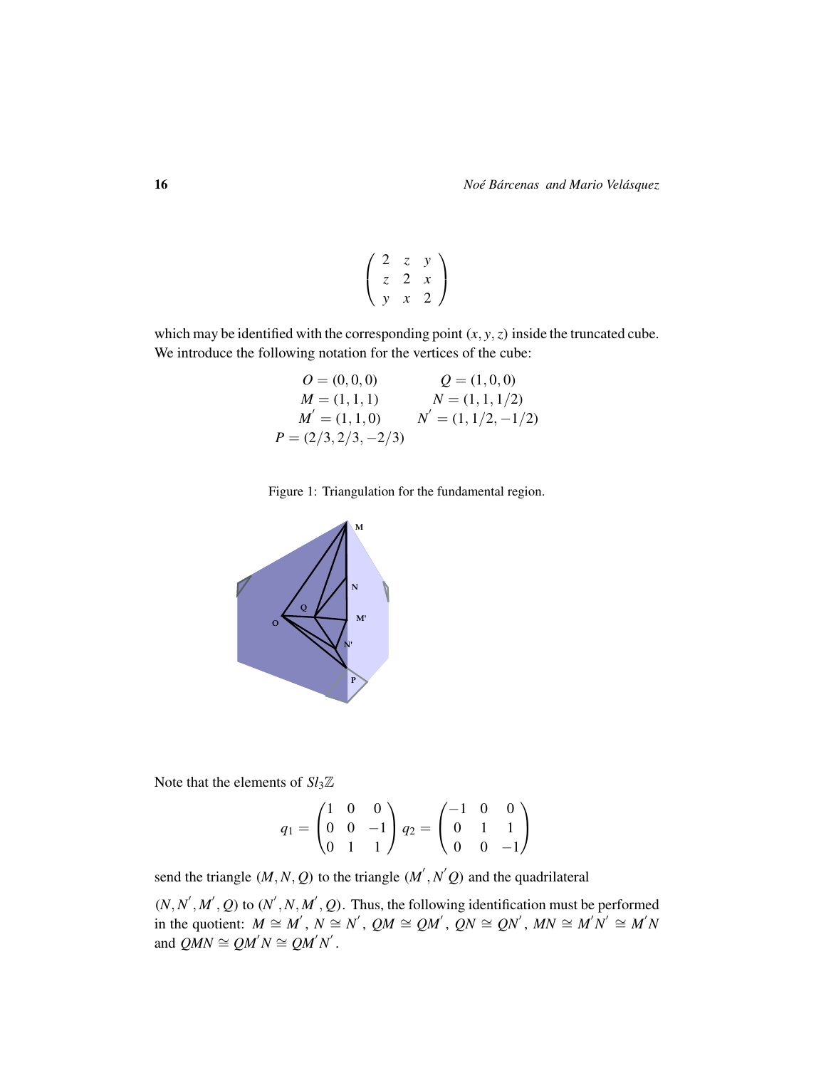$$
\begin{pmatrix} 2 & z & y \\ z & 2 & x \\ y & x & 2 \end{pmatrix}
$$

which may be identified with the corresponding point $(x, y, z)$ inside the truncated cube. We introduce the following notation for the vertices of the cube:

$$
\begin{array}{ll}
O = (0,0,0) & Q = (1,0,0) \\
M = (1,1,1) & N = (1,1,1/2) \\
M' = (1,1,0) & N' = (1,1/2,-1/2) \\
P = (2/3,2/3,-2/3) &
\end{array}
$$

Figure 1: Triangulation for the fundamental region.

Note that the elements of $Sl_3\mathbb{Z}$

$$
q_1 = \begin{pmatrix} 1 & 0 & 0 \\ 0 & 0 & -1 \\ 0 & 1 & 1 \end{pmatrix} \; q_2 = \begin{pmatrix} -1 & 0 & 0 \\ 0 & 1 & 1 \\ 0 & 0 & -1 \end{pmatrix}
$$

send the triangle $(M, N, Q)$ to the triangle $(M', N'Q)$ and the quadrilateral $(N, N', M', Q)$ to $(N', N, M', Q)$. Thus, the following identification must be performed in the quotient: $M \cong M'$, $N \cong N'$, $QM \cong QM'$, $QN \cong QN'$, $MN \cong M'N' \cong M'N$ and $QMN \cong QM'N \cong QM'N'$.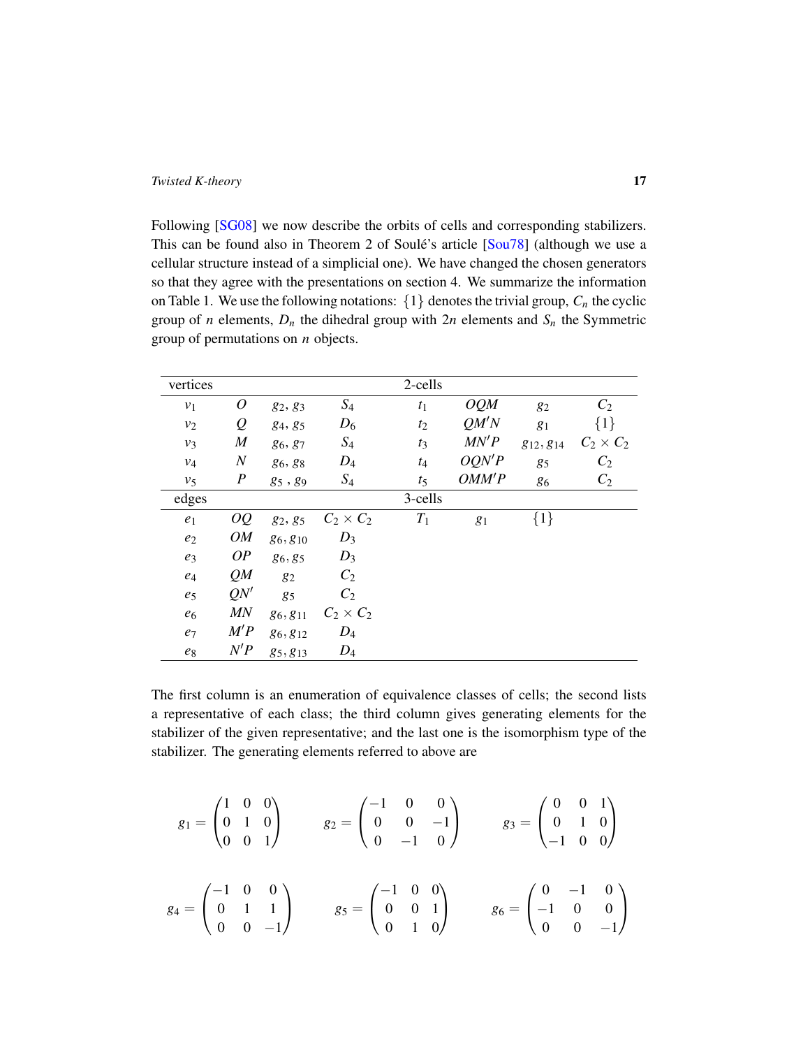Following [SG08] we now describe the orbits of cells and corresponding stabilizers. This can be found also in Theorem 2 of Soulé's article [Sou78] (although we use a cellular structure instead of a simplicial one). We have changed the chosen generators so that they agree with the presentations on section 4. We summarize the information on Table 1. We use the following notations: $\{1\}$ denotes the trivial group, $C_n$ the cyclic group of $n$ elements, $D_n$ the dihedral group with $2n$ elements and $S_n$ the Symmetric group of permutations on $n$ objects.

| vertices | | | | 2-cells | | | |
|---|---|---|---|---|---|---|---|
| $v_1$ | $O$ | $g_2, g_3$ | $S_4$ | $t_1$ | $OQM$ | $g_2$ | $C_2$ |
| $v_2$ | $Q$ | $g_4, g_5$ | $D_6$ | $t_2$ | $QM'N$ | $g_1$ | $\{1\}$ |
| $v_3$ | $M$ | $g_6, g_7$ | $S_4$ | $t_3$ | $MN'P$ | $g_{12}, g_{14}$ | $C_2 \times C_2$ |
| $v_4$ | $N$ | $g_6, g_8$ | $D_4$ | $t_4$ | $OQN'P$ | $g_5$ | $C_2$ |
| $v_5$ | $P$ | $g_5$ , $g_9$ | $S_4$ | $t_5$ | $OMM'P$ | $g_6$ | $C_2$ |
| edges | | | | 3-cells | | | |
| $e_1$ | $OQ$ | $g_2, g_5$ | $C_2 \times C_2$ | $T_1$ | $g_1$ | $\{1\}$ | |
| $e_2$ | $OM$ | $g_6, g_{10}$ | $D_3$ | | | | |
| $e_3$ | $OP$ | $g_6, g_5$ | $D_3$ | | | | |
| $e_4$ | $QM$ | $g_2$ | $C_2$ | | | | |
| $e_5$ | $QN'$ | $g_5$ | $C_2$ | | | | |
| $e_6$ | $MN$ | $g_6, g_{11}$ | $C_2 \times C_2$ | | | | |
| $e_7$ | $M'P$ | $g_6, g_{12}$ | $D_4$ | | | | |
| $e_8$ | $N'P$ | $g_5, g_{13}$ | $D_4$ | | | | |

The first column is an enumeration of equivalence classes of cells; the second lists a representative of each class; the third column gives generating elements for the stabilizer of the given representative; and the last one is the isomorphism type of the stabilizer. The generating elements referred to above are

$$g_1 = \begin{pmatrix} 1 & 0 & 0 \\ 0 & 1 & 0 \\ 0 & 0 & 1 \end{pmatrix} \qquad g_2 = \begin{pmatrix} -1 & 0 & 0 \\ 0 & 0 & -1 \\ 0 & -1 & 0 \end{pmatrix} \qquad g_3 = \begin{pmatrix} 0 & 0 & 1 \\ 0 & 1 & 0 \\ -1 & 0 & 0 \end{pmatrix}$$

$$g_4 = \begin{pmatrix} -1 & 0 & 0 \\ 0 & 1 & 1 \\ 0 & 0 & -1 \end{pmatrix} \qquad g_5 = \begin{pmatrix} -1 & 0 & 0 \\ 0 & 0 & 1 \\ 0 & 1 & 0 \end{pmatrix} \qquad g_6 = \begin{pmatrix} 0 & -1 & 0 \\ -1 & 0 & 0 \\ 0 & 0 & -1 \end{pmatrix}$$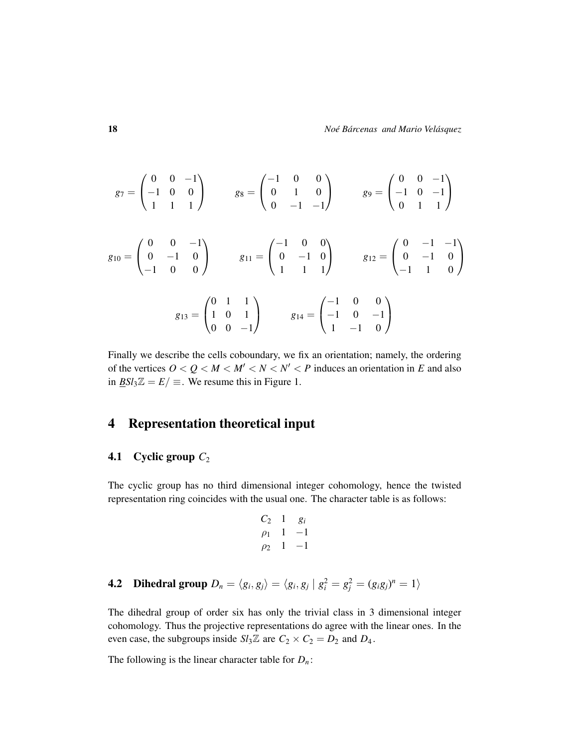$$g_7 = \begin{pmatrix} 0 & 0 & -1 \\ -1 & 0 & 0 \\ 1 & 1 & 1 \end{pmatrix} \qquad g_8 = \begin{pmatrix} -1 & 0 & 0 \\ 0 & 1 & 0 \\ 0 & -1 & -1 \end{pmatrix} \qquad g_9 = \begin{pmatrix} 0 & 0 & -1 \\ -1 & 0 & -1 \\ 0 & 1 & 1 \end{pmatrix}$$

$$g_{10} = \begin{pmatrix} 0 & 0 & -1 \\ 0 & -1 & 0 \\ -1 & 0 & 0 \end{pmatrix} \qquad g_{11} = \begin{pmatrix} -1 & 0 & 0 \\ 0 & -1 & 0 \\ 1 & 1 & 1 \end{pmatrix} \qquad g_{12} = \begin{pmatrix} 0 & -1 & -1 \\ 0 & -1 & 0 \\ -1 & 1 & 0 \end{pmatrix}$$

$$g_{13} = \begin{pmatrix} 0 & 1 & 1 \\ 1 & 0 & 1 \\ 0 & 0 & -1 \end{pmatrix} \qquad g_{14} = \begin{pmatrix} -1 & 0 & 0 \\ -1 & 0 & -1 \\ 1 & -1 & 0 \end{pmatrix}$$

Finally we describe the cells coboundary, we fix an orientation; namely, the ordering of the vertices $O < Q < M < M' < N < N' < P$ induces an orientation in $E$ and also in $\underline{B}Sl_3\mathbb{Z} = E/\equiv$. We resume this in Figure 1.

# 4 Representation theoretical input

## 4.1 Cyclic group $C_2$

The cyclic group has no third dimensional integer cohomology, hence the twisted representation ring coincides with the usual one. The character table is as follows:

| $C_2$ | $1$ | $g_i$ |
|---|---|---|
| $\rho_1$ | $1$ | $-1$ |
| $\rho_2$ | $1$ | $-1$ |

## 4.2 Dihedral group $D_n = \langle g_i, g_j \rangle = \langle g_i, g_j \mid g_i^2 = g_j^2 = (g_i g_j)^n = 1 \rangle$

The dihedral group of order six has only the trivial class in 3 dimensional integer cohomology. Thus the projective representations do agree with the linear ones. In the even case, the subgroups inside $Sl_3\mathbb{Z}$ are $C_2 \times C_2 = D_2$ and $D_4$.

The following is the linear character table for $D_n$: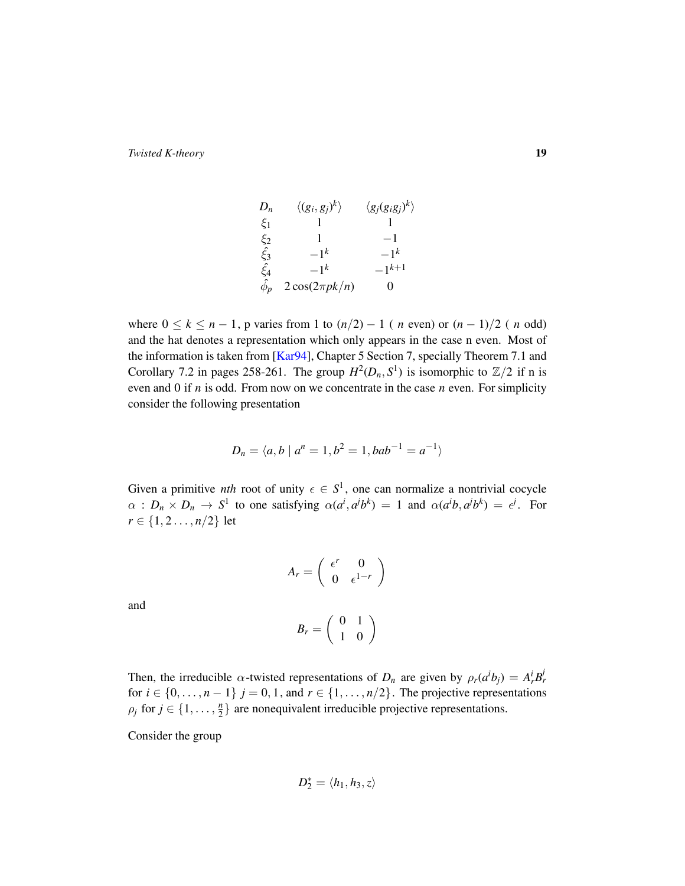| $D_n$ | $\langle (g_i, g_j)^k \rangle$ | $\langle g_j (g_i g_j)^k \rangle$ |
|---|---|---|
| $\xi_1$ | $1$ | $1$ |
| $\xi_2$ | $1$ | $-1$ |
| $\hat{\xi}_3$ | $-1^k$ | $-1^k$ |
| $\hat{\xi}_4$ | $-1^k$ | $-1^{k+1}$ |
| $\hat{\phi}_p$ | $2\cos(2\pi pk/n)$ | $0$ |

where $0 \leq k \leq n-1$, p varies from 1 to $(n/2)-1$ ( $n$ even) or $(n-1)/2$ ( $n$ odd) and the hat denotes a representation which only appears in the case n even. Most of the information is taken from [Kar94], Chapter 5 Section 7, specially Theorem 7.1 and Corollary 7.2 in pages 258-261. The group $H^2(D_n, S^1)$ is isomorphic to $\mathbb{Z}/2$ if n is even and 0 if $n$ is odd. From now on we concentrate in the case $n$ even. For simplicity consider the following presentation

$$D_n = \langle a, b \mid a^n = 1, b^2 = 1, bab^{-1} = a^{-1} \rangle$$

Given a primitive *nth* root of unity $\epsilon \in S^1$, one can normalize a nontrivial cocycle $\alpha : D_n \times D_n \to S^1$ to one satisfying $\alpha(a^i, a^j b^k) = 1$ and $\alpha(a^i b, a^j b^k) = \epsilon^j$. For $r \in \{1, 2 \ldots, n/2\}$ let

$$A_r = \begin{pmatrix} \epsilon^r & 0 \\ 0 & \epsilon^{1-r} \end{pmatrix}$$

and

$$B_r = \begin{pmatrix} 0 & 1 \\ 1 & 0 \end{pmatrix}$$

Then, the irreducible $\alpha$-twisted representations of $D_n$ are given by $\rho_r(a^i b_j) = A_r^i B_r^j$ for $i \in \{0, \ldots, n-1\}$ $j = 0, 1$, and $r \in \{1, \ldots, n/2\}$. The projective representations $\rho_j$ for $j \in \{1, \ldots, \frac{n}{2}\}$ are nonequivalent irreducible projective representations.

Consider the group

$$D_2^* = \langle h_1, h_3, z \rangle$$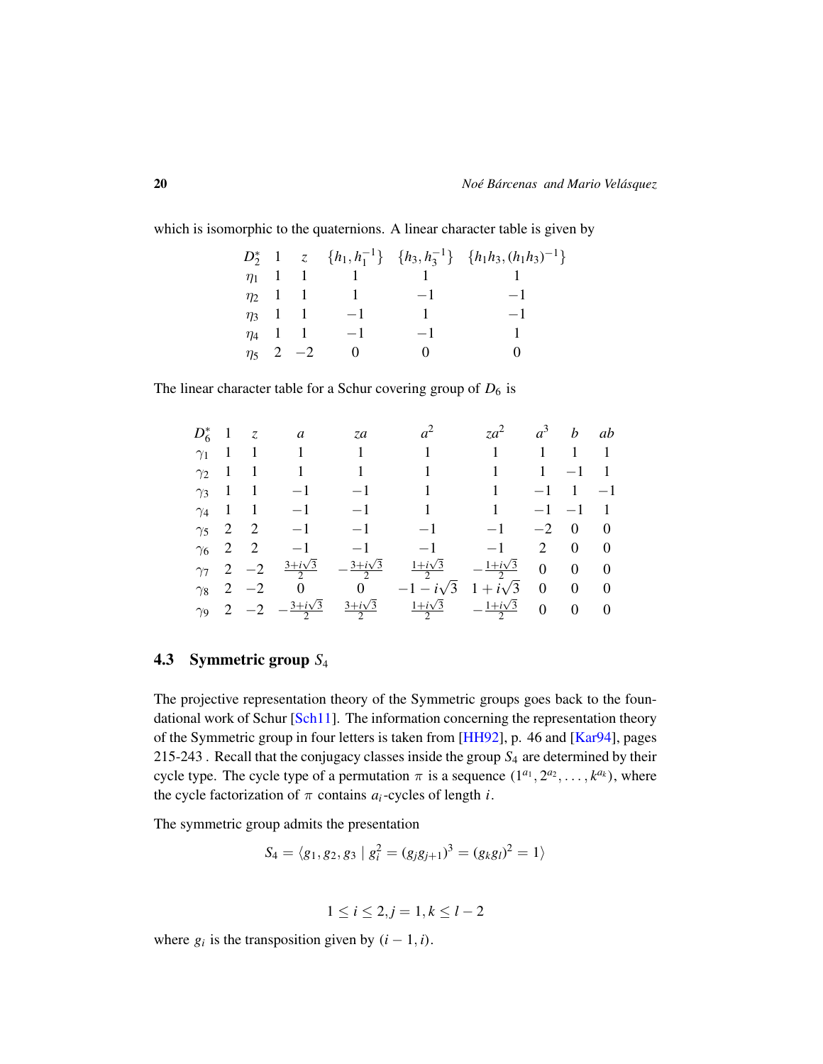which is isomorphic to the quaternions. A linear character table is given by

| $D_2^*$ | $1$ | $z$ | $\{h_1, h_1^{-1}\}$ | $\{h_3, h_3^{-1}\}$ | $\{h_1h_3, (h_1h_3)^{-1}\}$ |
|---|---|---|---|---|---|
| $\eta_1$ | $1$ | $1$ | $1$ | $1$ | $1$ |
| $\eta_2$ | $1$ | $1$ | $1$ | $-1$ | $-1$ |
| $\eta_3$ | $1$ | $1$ | $-1$ | $1$ | $-1$ |
| $\eta_4$ | $1$ | $1$ | $-1$ | $-1$ | $1$ |
| $\eta_5$ | $2$ | $-2$ | $0$ | $0$ | $0$ |

The linear character table for a Schur covering group of $D_6$ is

| $D_6^*$ | $1$ | $z$ | $a$ | $za$ | $a^2$ | $za^2$ | $a^3$ | $b$ | $ab$ |
|---|---|---|---|---|---|---|---|---|---|
| $\gamma_1$ | $1$ | $1$ | $1$ | $1$ | $1$ | $1$ | $1$ | $1$ | $1$ |
| $\gamma_2$ | $1$ | $1$ | $1$ | $1$ | $1$ | $1$ | $1$ | $-1$ | $1$ |
| $\gamma_3$ | $1$ | $1$ | $-1$ | $-1$ | $1$ | $1$ | $-1$ | $1$ | $-1$ |
| $\gamma_4$ | $1$ | $1$ | $-1$ | $-1$ | $1$ | $1$ | $-1$ | $-1$ | $1$ |
| $\gamma_5$ | $2$ | $2$ | $-1$ | $-1$ | $-1$ | $-1$ | $-2$ | $0$ | $0$ |
| $\gamma_6$ | $2$ | $2$ | $-1$ | $-1$ | $-1$ | $-1$ | $2$ | $0$ | $0$ |
| $\gamma_7$ | $2$ | $-2$ | $\frac{3+i\sqrt{3}}{2}$ | $-\frac{3+i\sqrt{3}}{2}$ | $\frac{1+i\sqrt{3}}{2}$ | $-\frac{1+i\sqrt{3}}{2}$ | $0$ | $0$ | $0$ |
| $\gamma_8$ | $2$ | $-2$ | $0$ | $0$ | $-1-i\sqrt{3}$ | $1+i\sqrt{3}$ | $0$ | $0$ | $0$ |
| $\gamma_9$ | $2$ | $-2$ | $-\frac{3+i\sqrt{3}}{2}$ | $\frac{3+i\sqrt{3}}{2}$ | $\frac{1+i\sqrt{3}}{2}$ | $-\frac{1+i\sqrt{3}}{2}$ | $0$ | $0$ | $0$ |

### 4.3 Symmetric group $S_4$

The projective representation theory of the Symmetric groups goes back to the foundational work of Schur [Sch11]. The information concerning the representation theory of the Symmetric group in four letters is taken from [HH92], p. 46 and [Kar94], pages 215-243 . Recall that the conjugacy classes inside the group $S_4$ are determined by their cycle type. The cycle type of a permutation $\pi$ is a sequence $(1^{a_1}, 2^{a_2}, \ldots, k^{a_k})$, where the cycle factorization of $\pi$ contains $a_i$-cycles of length $i$.

The symmetric group admits the presentation

$$S_4 = \langle g_1, g_2, g_3 \mid g_i^2 = (g_j g_{j+1})^3 = (g_k g_l)^2 = 1 \rangle$$

$$1 \leq i \leq 2, j = 1, k \leq l - 2$$

where $g_i$ is the transposition given by $(i-1, i)$.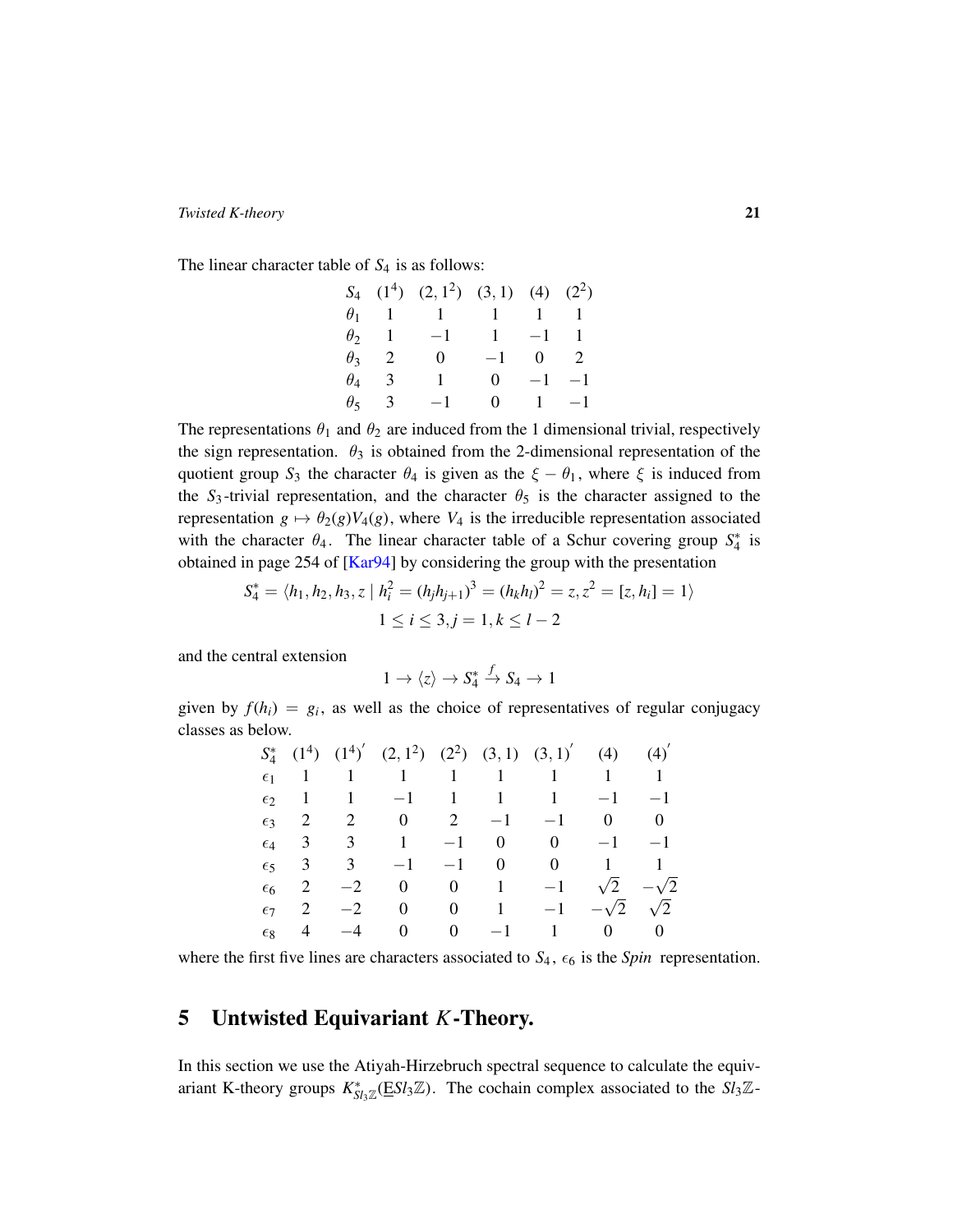The linear character table of $S_4$ is as follows:

| $S_4$ | $(1^4)$ | $(2,1^2)$ | $(3,1)$ | $(4)$ | $(2^2)$ |
|---|---|---|---|---|---|
| $\theta_1$ | 1 | 1 | 1 | 1 | 1 |
| $\theta_2$ | 1 | $-1$ | 1 | $-1$ | 1 |
| $\theta_3$ | 2 | 0 | $-1$ | 0 | 2 |
| $\theta_4$ | 3 | 1 | 0 | $-1$ | $-1$ |
| $\theta_5$ | 3 | $-1$ | 0 | 1 | $-1$ |

The representations $\theta_1$ and $\theta_2$ are induced from the 1 dimensional trivial, respectively the sign representation. $\theta_3$ is obtained from the 2-dimensional representation of the quotient group $S_3$ the character $\theta_4$ is given as the $\xi - \theta_1$, where $\xi$ is induced from the $S_3$-trivial representation, and the character $\theta_5$ is the character assigned to the representation $g \mapsto \theta_2(g)V_4(g)$, where $V_4$ is the irreducible representation associated with the character $\theta_4$. The linear character table of a Schur covering group $S_4^*$ is obtained in page 254 of [Kar94] by considering the group with the presentation

$$S_4^* = \langle h_1, h_2, h_3, z \mid h_i^2 = (h_j h_{j+1})^3 = (h_k h_l)^2 = z, z^2 = [z, h_i] = 1 \rangle$$
$$1 \leq i \leq 3, j = 1, k \leq l-2$$

and the central extension

$$1 \to \langle z \rangle \to S_4^* \xrightarrow{f} S_4 \to 1$$

given by $f(h_i) = g_i$, as well as the choice of representatives of regular conjugacy classes as below.

| $S_4^*$ | $(1^4)$ | $(1^4)'$ | $(2,1^2)$ | $(2^2)$ | $(3,1)$ | $(3,1)'$ | $(4)$ | $(4)'$ |
|---|---|---|---|---|---|---|---|---|
| $\epsilon_1$ | 1 | 1 | 1 | 1 | 1 | 1 | 1 | 1 |
| $\epsilon_2$ | 1 | 1 | $-1$ | 1 | 1 | 1 | $-1$ | $-1$ |
| $\epsilon_3$ | 2 | 2 | 0 | 2 | $-1$ | $-1$ | 0 | 0 |
| $\epsilon_4$ | 3 | 3 | 1 | $-1$ | 0 | 0 | $-1$ | $-1$ |
| $\epsilon_5$ | 3 | 3 | $-1$ | $-1$ | 0 | 0 | 1 | 1 |
| $\epsilon_6$ | 2 | $-2$ | 0 | 0 | 1 | $-1$ | $\sqrt{2}$ | $-\sqrt{2}$ |
| $\epsilon_7$ | 2 | $-2$ | 0 | 0 | 1 | $-1$ | $-\sqrt{2}$ | $\sqrt{2}$ |
| $\epsilon_8$ | 4 | $-4$ | 0 | 0 | $-1$ | 1 | 0 | 0 |

where the first five lines are characters associated to $S_4$, $\epsilon_6$ is the *Spin* representation.

# 5 Untwisted Equivariant $K$-Theory.

In this section we use the Atiyah-Hirzebruch spectral sequence to calculate the equivariant K-theory groups $K^*_{Sl_3\mathbb{Z}}(\underline{E}Sl_3\mathbb{Z})$. The cochain complex associated to the $Sl_3\mathbb{Z}$-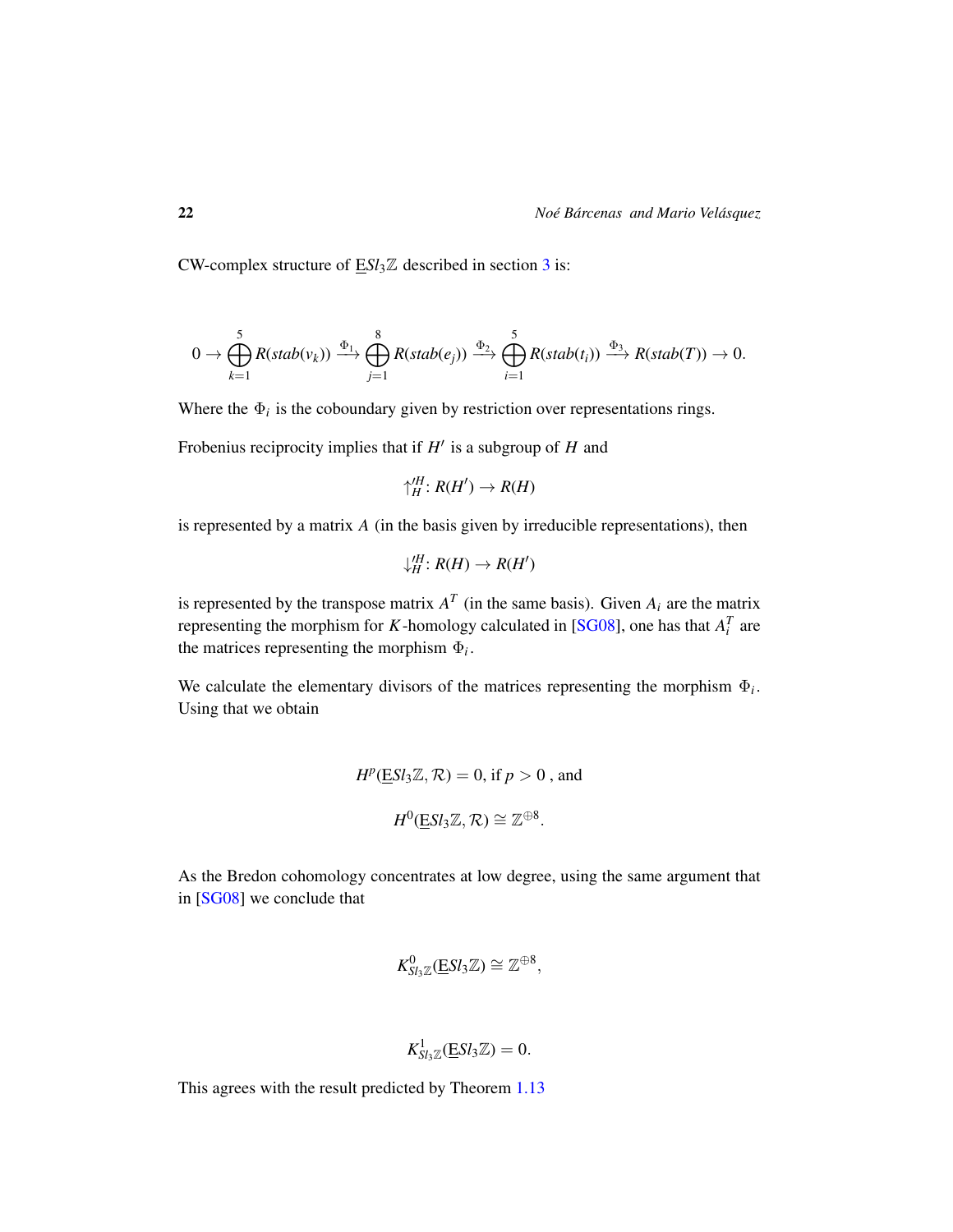CW-complex structure of $\underline{E}Sl_3\mathbb{Z}$ described in section 3 is:

$$0 \to \bigoplus_{k=1}^{5} R(stab(v_k)) \xrightarrow{\Phi_1} \bigoplus_{j=1}^{8} R(stab(e_j)) \xrightarrow{\Phi_2} \bigoplus_{i=1}^{5} R(stab(t_i)) \xrightarrow{\Phi_3} R(stab(T)) \to 0.$$

Where the $\Phi_i$ is the coboundary given by restriction over representations rings.

Frobenius reciprocity implies that if $H'$ is a subgroup of $H$ and

$$\uparrow_{H}^{\prime H}\colon R(H') \to R(H)$$

is represented by a matrix $A$ (in the basis given by irreducible representations), then

$$\downarrow_{H}^{\prime H}\colon R(H) \to R(H')$$

is represented by the transpose matrix $A^T$ (in the same basis). Given $A_i$ are the matrix representing the morphism for $K$-homology calculated in [SG08], one has that $A_i^T$ are the matrices representing the morphism $\Phi_i$.

We calculate the elementary divisors of the matrices representing the morphism $\Phi_i$. Using that we obtain

$$H^p(\underline{E}Sl_3\mathbb{Z}, \mathcal{R}) = 0, \text{ if } p > 0 \text{ , and}$$

$$H^0(\underline{E}Sl_3\mathbb{Z}, \mathcal{R}) \cong \mathbb{Z}^{\oplus 8}.$$

As the Bredon cohomology concentrates at low degree, using the same argument that in [SG08] we conclude that

$$K^0_{Sl_3\mathbb{Z}}(\underline{E}Sl_3\mathbb{Z}) \cong \mathbb{Z}^{\oplus 8},$$

$$K^1_{Sl_3\mathbb{Z}}(\underline{E}Sl_3\mathbb{Z}) = 0.$$

This agrees with the result predicted by Theorem 1.13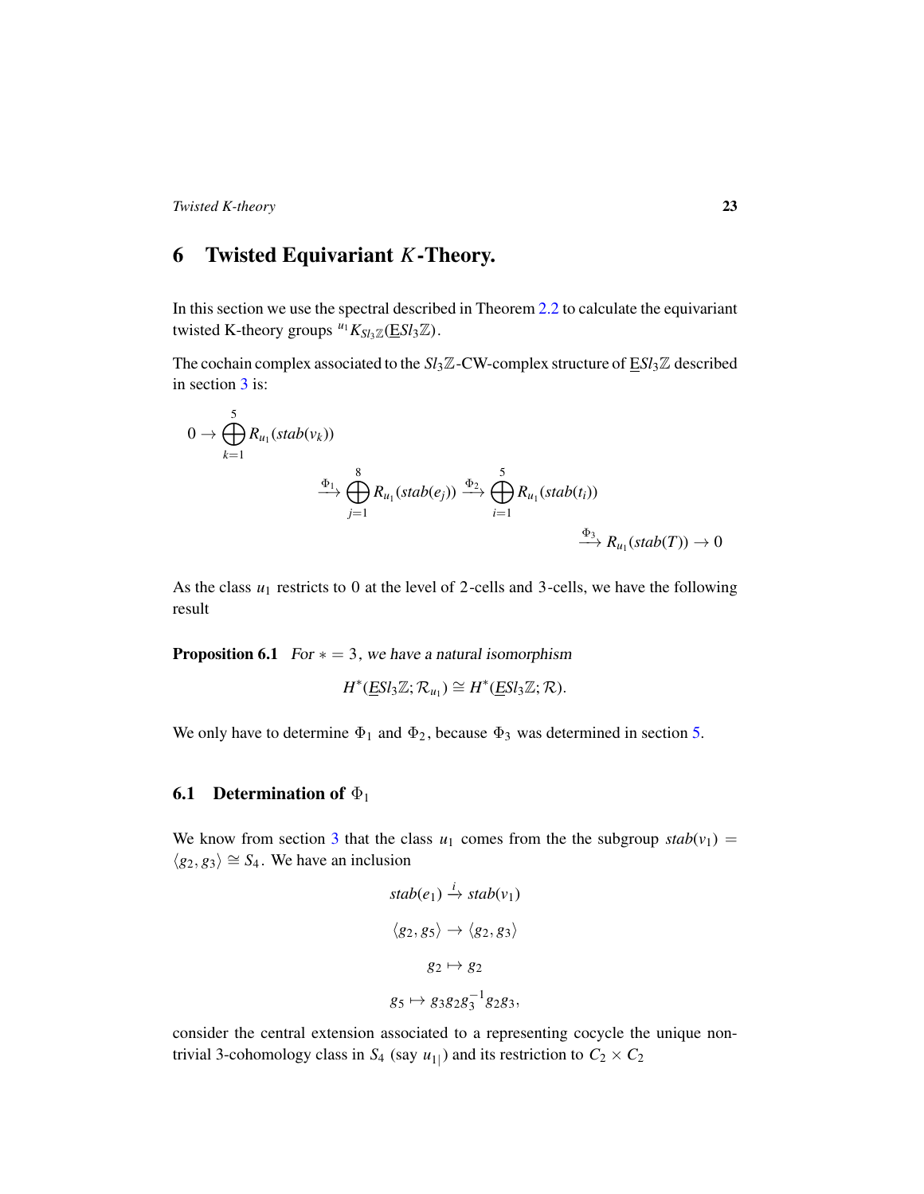## 6 Twisted Equivariant $K$-Theory.

In this section we use the spectral described in Theorem 2.2 to calculate the equivariant twisted K-theory groups ${}^{u_1}K_{Sl_3\mathbb{Z}}(\underline{E}Sl_3\mathbb{Z})$.

The cochain complex associated to the $Sl_3\mathbb{Z}$-CW-complex structure of $\underline{E}Sl_3\mathbb{Z}$ described in section 3 is:

$$0 \to \bigoplus_{k=1}^{5} R_{u_1}(stab(v_k)) \xrightarrow{\Phi_1} \bigoplus_{j=1}^{8} R_{u_1}(stab(e_j)) \xrightarrow{\Phi_2} \bigoplus_{i=1}^{5} R_{u_1}(stab(t_i)) \xrightarrow{\Phi_3} R_{u_1}(stab(T)) \to 0$$

As the class $u_1$ restricts to $0$ at the level of $2$-cells and $3$-cells, we have the following result

**Proposition 6.1** *For $* = 3$, we have a natural isomorphism*

$$H^*(\underline{E}Sl_3\mathbb{Z};\mathcal{R}_{u_1}) \cong H^*(\underline{E}Sl_3\mathbb{Z};\mathcal{R}).$$

We only have to determine $\Phi_1$ and $\Phi_2$, because $\Phi_3$ was determined in section 5.

### 6.1 Determination of $\Phi_1$

We know from section 3 that the class $u_1$ comes from the the subgroup $stab(v_1) = \langle g_2, g_3\rangle \cong S_4$. We have an inclusion

$$stab(e_1) \xrightarrow{i} stab(v_1)$$

$$\langle g_2, g_5\rangle \to \langle g_2, g_3\rangle$$

$$g_2 \mapsto g_2$$

$$g_5 \mapsto g_3 g_2 g_3^{-1} g_2 g_3,$$

consider the central extension associated to a representing cocycle the unique non-trivial 3-cohomology class in $S_4$ (say $u_{1|}$) and its restriction to $C_2 \times C_2$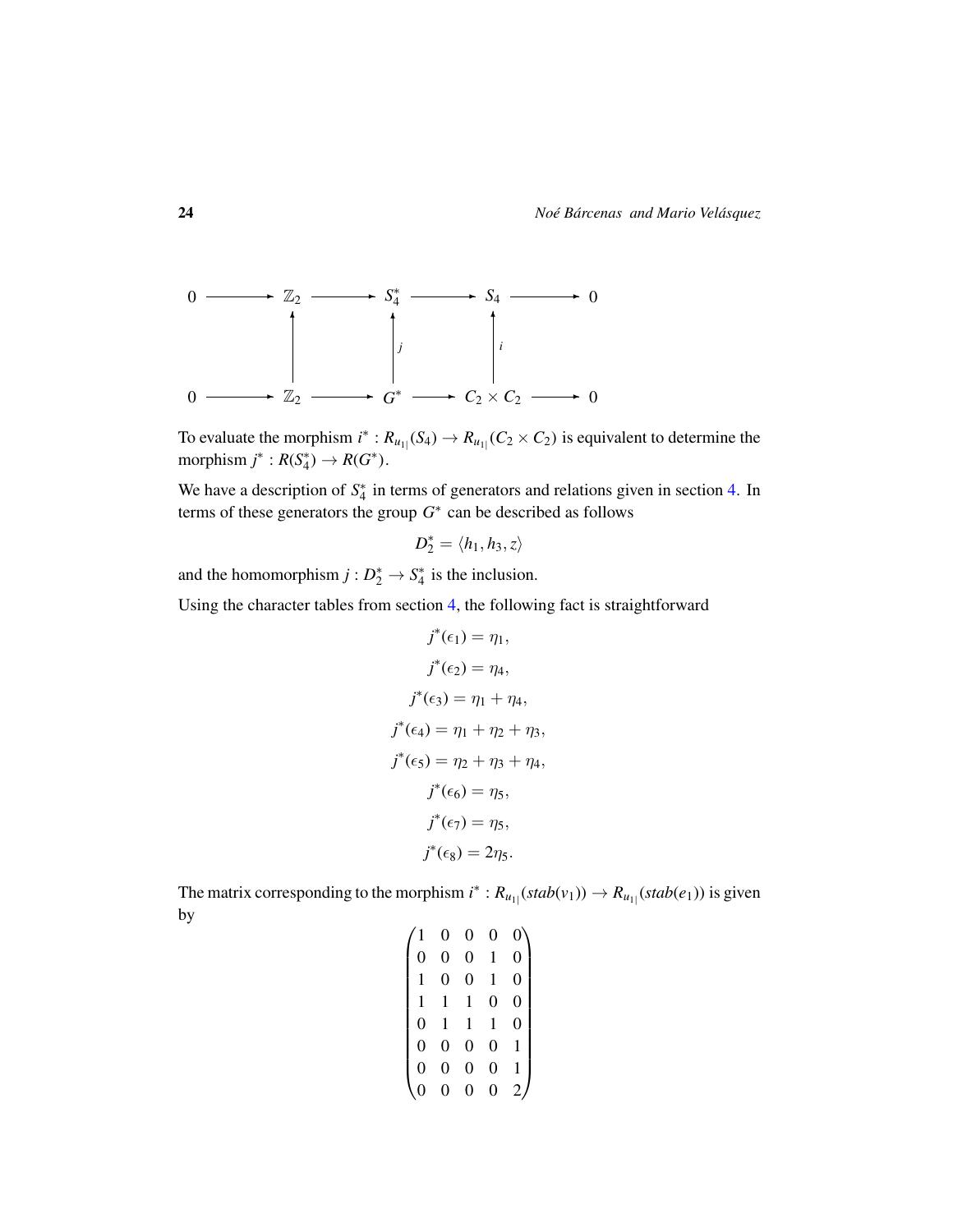$$
\begin{array}{ccccccccc}
0 & \longrightarrow & \mathbb{Z}_2 & \longrightarrow & S_4^* & \longrightarrow & S_4 & \longrightarrow & 0 \\
 & & \uparrow & & \uparrow{\scriptstyle j} & & \uparrow{\scriptstyle i} & & \\
0 & \longrightarrow & \mathbb{Z}_2 & \longrightarrow & G^* & \longrightarrow & C_2 \times C_2 & \longrightarrow & 0
\end{array}
$$

To evaluate the morphism $i^* : R_{u_{1|}}(S_4) \to R_{u_{1|}}(C_2 \times C_2)$ is equivalent to determine the morphism $j^* : R(S_4^*) \to R(G^*)$.

We have a description of $S_4^*$ in terms of generators and relations given in section 4. In terms of these generators the group $G^*$ can be described as follows

$$D_2^* = \langle h_1, h_3, z \rangle$$

and the homomorphism $j : D_2^* \to S_4^*$ is the inclusion.

Using the character tables from section 4, the following fact is straightforward

$$
\begin{aligned}
j^*(\epsilon_1) &= \eta_1, \\
j^*(\epsilon_2) &= \eta_4, \\
j^*(\epsilon_3) &= \eta_1 + \eta_4, \\
j^*(\epsilon_4) &= \eta_1 + \eta_2 + \eta_3, \\
j^*(\epsilon_5) &= \eta_2 + \eta_3 + \eta_4, \\
j^*(\epsilon_6) &= \eta_5, \\
j^*(\epsilon_7) &= \eta_5, \\
j^*(\epsilon_8) &= 2\eta_5.
\end{aligned}
$$

The matrix corresponding to the morphism $i^* : R_{u_{1|}}(stab(v_1)) \to R_{u_{1|}}(stab(e_1))$ is given by

$$
\begin{pmatrix}
1 & 0 & 0 & 0 & 0 \\
0 & 0 & 0 & 1 & 0 \\
1 & 0 & 0 & 1 & 0 \\
1 & 1 & 1 & 0 & 0 \\
0 & 1 & 1 & 1 & 0 \\
0 & 0 & 0 & 0 & 1 \\
0 & 0 & 0 & 0 & 1 \\
0 & 0 & 0 & 0 & 2
\end{pmatrix}
$$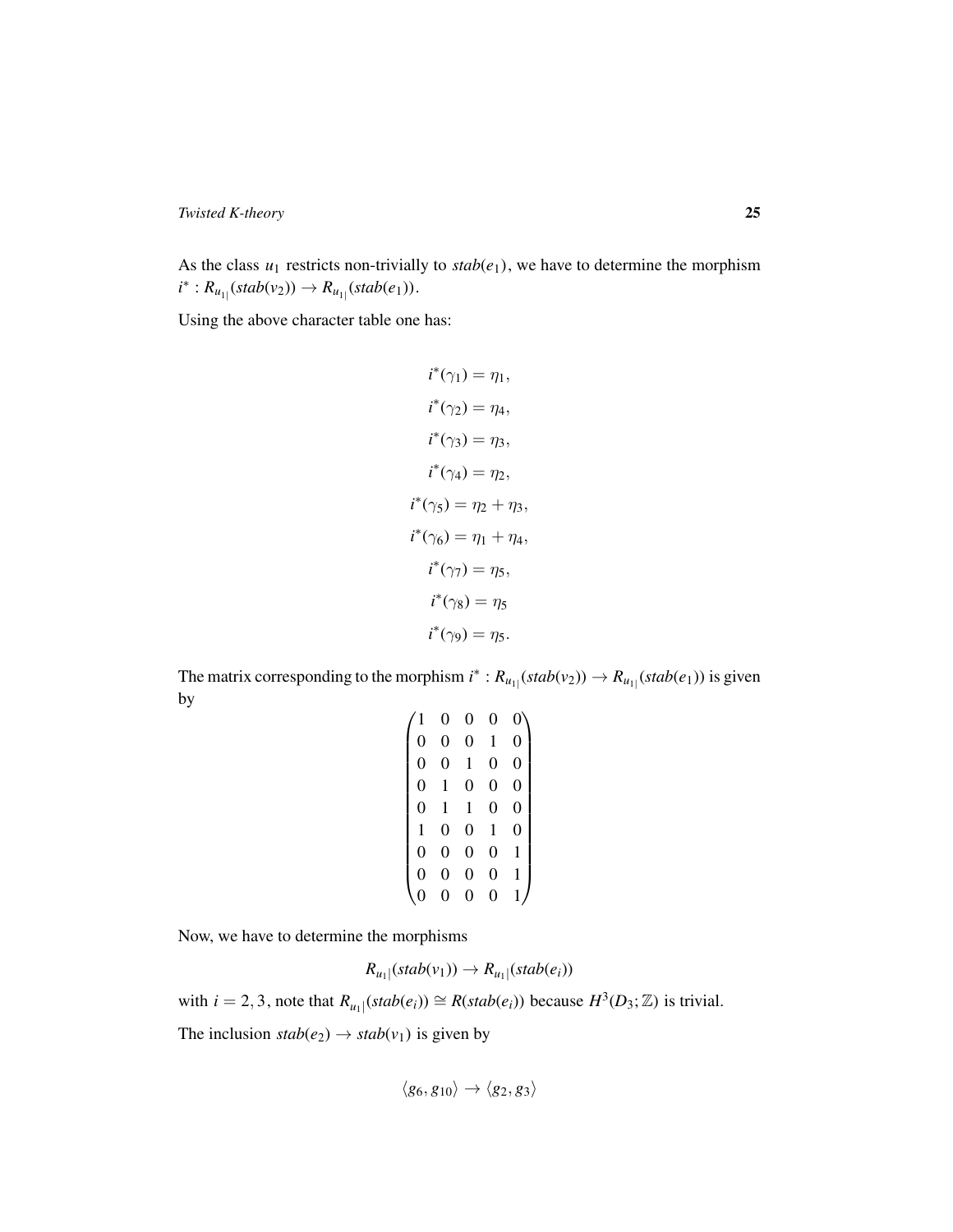As the class $u_1$ restricts non-trivially to $stab(e_1)$, we have to determine the morphism $i^* : R_{u_1|}(stab(v_2)) \to R_{u_1|}(stab(e_1))$.

Using the above character table one has:

$$
\begin{aligned}
i^*(\gamma_1) &= \eta_1, \\
i^*(\gamma_2) &= \eta_4, \\
i^*(\gamma_3) &= \eta_3, \\
i^*(\gamma_4) &= \eta_2, \\
i^*(\gamma_5) &= \eta_2 + \eta_3, \\
i^*(\gamma_6) &= \eta_1 + \eta_4, \\
i^*(\gamma_7) &= \eta_5, \\
i^*(\gamma_8) &= \eta_5 \\
i^*(\gamma_9) &= \eta_5.
\end{aligned}
$$

The matrix corresponding to the morphism $i^* : R_{u_1|}(stab(v_2)) \to R_{u_1|}(stab(e_1))$ is given by

$$
\begin{pmatrix}
1 & 0 & 0 & 0 & 0 \\
0 & 0 & 0 & 1 & 0 \\
0 & 0 & 1 & 0 & 0 \\
0 & 1 & 0 & 0 & 0 \\
0 & 1 & 1 & 0 & 0 \\
1 & 0 & 0 & 1 & 0 \\
0 & 0 & 0 & 0 & 1 \\
0 & 0 & 0 & 0 & 1 \\
0 & 0 & 0 & 0 & 1
\end{pmatrix}
$$

Now, we have to determine the morphisms

$$R_{u_1|}(stab(v_1)) \to R_{u_1|}(stab(e_i))$$

with $i = 2, 3$, note that $R_{u_1|}(stab(e_i)) \cong R(stab(e_i))$ because $H^3(D_3; \mathbb{Z})$ is trivial.

The inclusion $stab(e_2) \to stab(v_1)$ is given by

$$\langle g_6, g_{10} \rangle \to \langle g_2, g_3 \rangle$$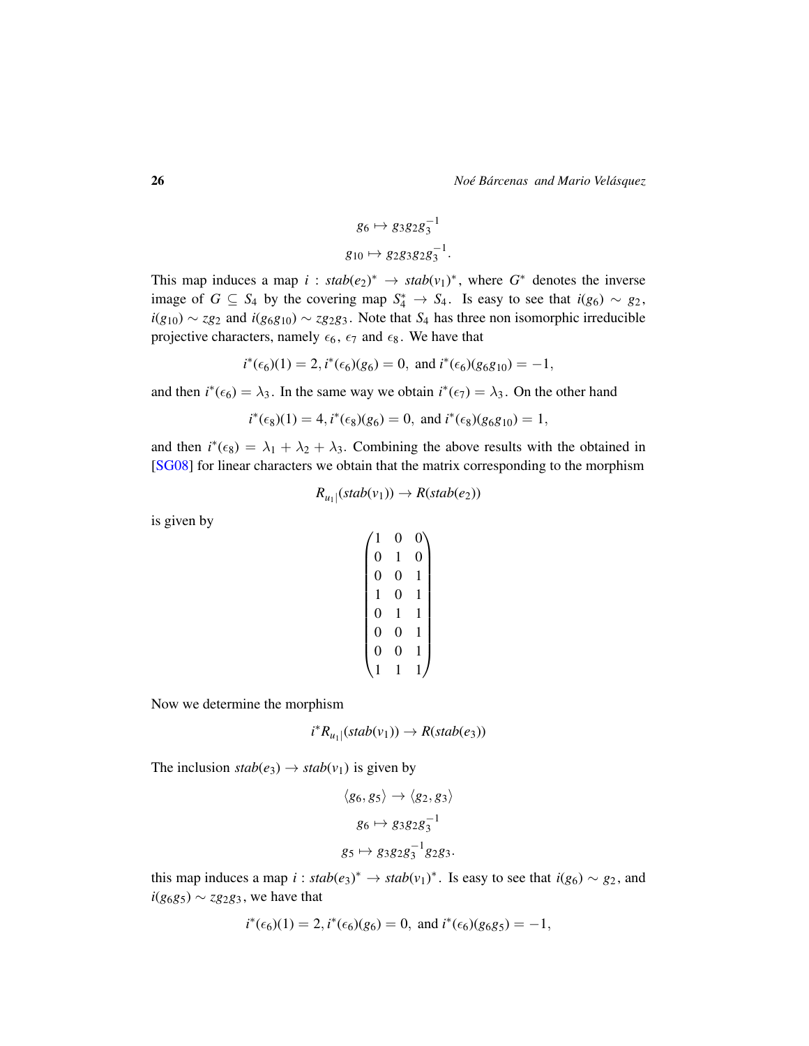$$g_6 \mapsto g_3 g_2 g_3^{-1}$$

$$g_{10} \mapsto g_2 g_3 g_2 g_3^{-1}.$$

This map induces a map $i : stab(e_2)^* \to stab(v_1)^*$, where $G^*$ denotes the inverse image of $G \subseteq S_4$ by the covering map $S_4^* \to S_4$. Is easy to see that $i(g_6) \sim g_2$, $i(g_{10}) \sim zg_2$ and $i(g_6 g_{10}) \sim zg_2 g_3$. Note that $S_4$ has three non isomorphic irreducible projective characters, namely $\epsilon_6$, $\epsilon_7$ and $\epsilon_8$. We have that

$$i^*(\epsilon_6)(1) = 2, i^*(\epsilon_6)(g_6) = 0, \text{ and } i^*(\epsilon_6)(g_6 g_{10}) = -1,$$

and then $i^*(\epsilon_6) = \lambda_3$. In the same way we obtain $i^*(\epsilon_7) = \lambda_3$. On the other hand

$$i^*(\epsilon_8)(1) = 4, i^*(\epsilon_8)(g_6) = 0, \text{ and } i^*(\epsilon_8)(g_6 g_{10}) = 1,$$

and then $i^*(\epsilon_8) = \lambda_1 + \lambda_2 + \lambda_3$. Combining the above results with the obtained in [SG08] for linear characters we obtain that the matrix corresponding to the morphism

$$R_{u_1|}(stab(v_1)) \to R(stab(e_2))$$

is given by

$$\begin{pmatrix} 1 & 0 & 0 \\ 0 & 1 & 0 \\ 0 & 0 & 1 \\ 1 & 0 & 1 \\ 0 & 1 & 1 \\ 0 & 0 & 1 \\ 0 & 0 & 1 \\ 1 & 1 & 1 \end{pmatrix}$$

Now we determine the morphism

$$i^* R_{u_1|}(stab(v_1)) \to R(stab(e_3))$$

The inclusion $stab(e_3) \to stab(v_1)$ is given by

$$\langle g_6, g_5 \rangle \to \langle g_2, g_3 \rangle$$

$$g_6 \mapsto g_3 g_2 g_3^{-1}$$

$$g_5 \mapsto g_3 g_2 g_3^{-1} g_2 g_3.$$

this map induces a map $i : stab(e_3)^* \to stab(v_1)^*$. Is easy to see that $i(g_6) \sim g_2$, and $i(g_6 g_5) \sim zg_2 g_3$, we have that

$$i^*(\epsilon_6)(1) = 2, i^*(\epsilon_6)(g_6) = 0, \text{ and } i^*(\epsilon_6)(g_6 g_5) = -1,$$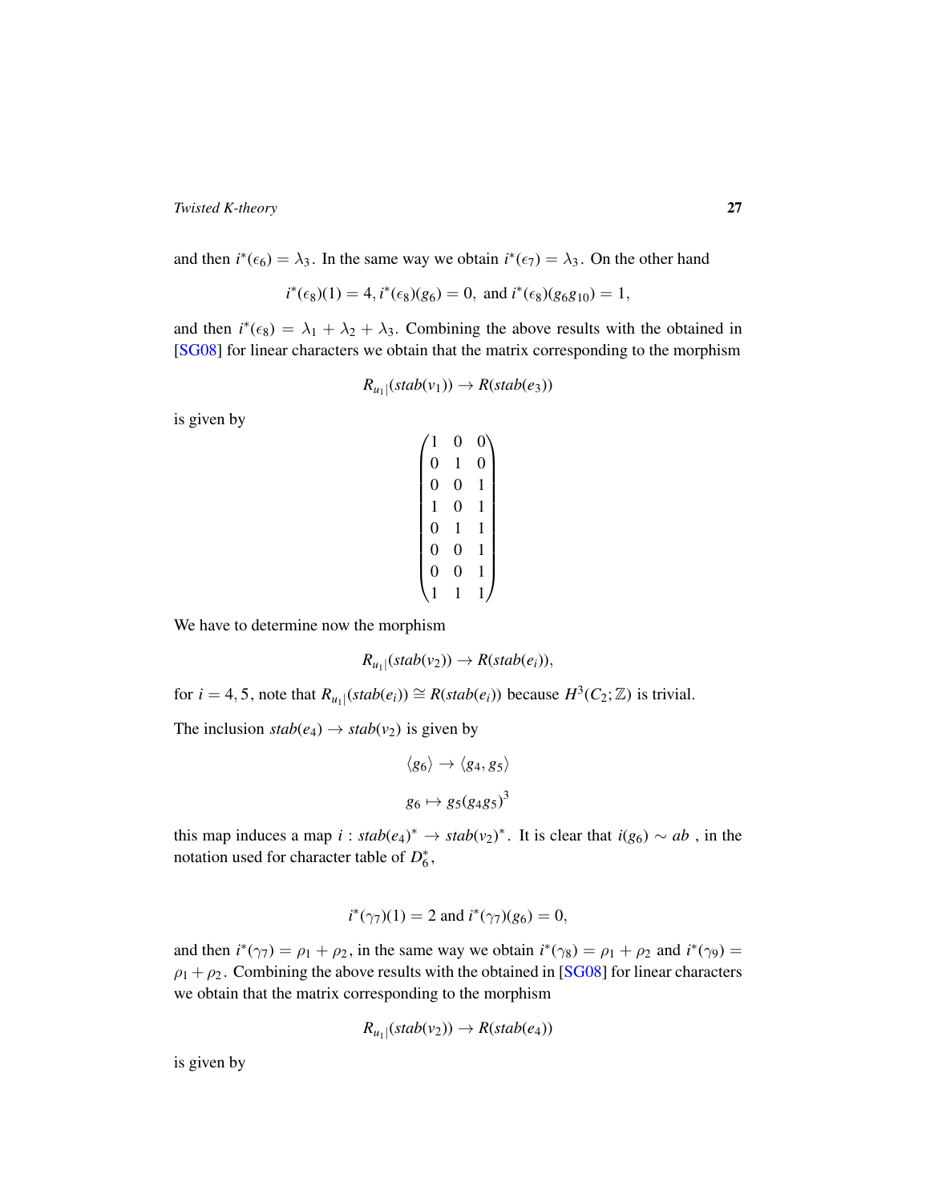and then $i^*(\epsilon_6) = \lambda_3$. In the same way we obtain $i^*(\epsilon_7) = \lambda_3$. On the other hand

$$i^*(\epsilon_8)(1) = 4, i^*(\epsilon_8)(g_6) = 0, \text{ and } i^*(\epsilon_8)(g_6 g_{10}) = 1,$$

and then $i^*(\epsilon_8) = \lambda_1 + \lambda_2 + \lambda_3$. Combining the above results with the obtained in [SG08] for linear characters we obtain that the matrix corresponding to the morphism

$$R_{u_1|}(stab(v_1)) \to R(stab(e_3))$$

is given by

$$\begin{pmatrix} 1 & 0 & 0 \\ 0 & 1 & 0 \\ 0 & 0 & 1 \\ 1 & 0 & 1 \\ 0 & 1 & 1 \\ 0 & 0 & 1 \\ 0 & 0 & 1 \\ 1 & 1 & 1 \end{pmatrix}$$

We have to determine now the morphism

$$R_{u_1|}(stab(v_2)) \to R(stab(e_i)),$$

for $i = 4, 5$, note that $R_{u_1|}(stab(e_i)) \cong R(stab(e_i))$ because $H^3(C_2;\mathbb{Z})$ is trivial.

The inclusion $stab(e_4) \to stab(v_2)$ is given by

$$\langle g_6 \rangle \to \langle g_4, g_5 \rangle$$

$$g_6 \mapsto g_5 (g_4 g_5)^3$$

this map induces a map $i : stab(e_4)^* \to stab(v_2)^*$. It is clear that $i(g_6) \sim ab$ , in the notation used for character table of $D_6^*$,

$$i^*(\gamma_7)(1) = 2 \text{ and } i^*(\gamma_7)(g_6) = 0,$$

and then $i^*(\gamma_7) = \rho_1 + \rho_2$, in the same way we obtain $i^*(\gamma_8) = \rho_1 + \rho_2$ and $i^*(\gamma_9) = \rho_1 + \rho_2$. Combining the above results with the obtained in [SG08] for linear characters we obtain that the matrix corresponding to the morphism

$$R_{u_1|}(stab(v_2)) \to R(stab(e_4))$$

is given by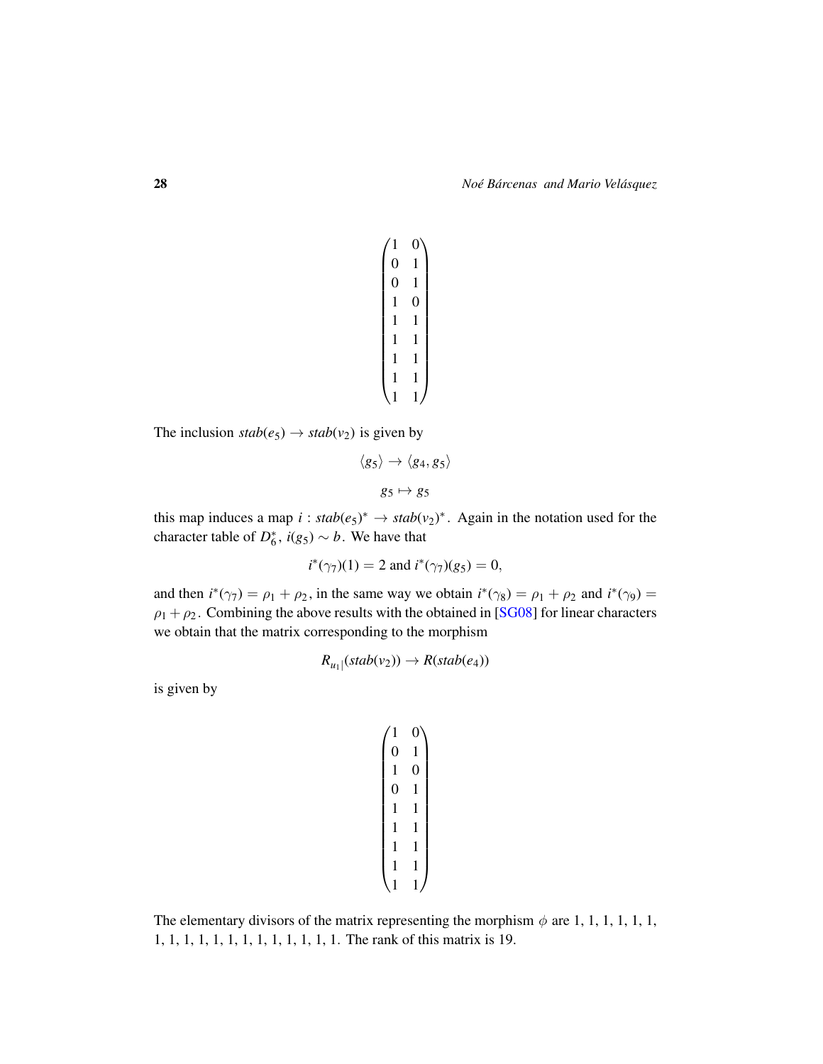$$\begin{pmatrix} 1 & 0 \\ 0 & 1 \\ 0 & 1 \\ 1 & 0 \\ 1 & 1 \\ 1 & 1 \\ 1 & 1 \\ 1 & 1 \\ 1 & 1 \end{pmatrix}$$

The inclusion $stab(e_5) \to stab(v_2)$ is given by

$$\langle g_5 \rangle \to \langle g_4, g_5 \rangle$$

$$g_5 \mapsto g_5$$

this map induces a map $i : stab(e_5)^* \to stab(v_2)^*$. Again in the notation used for the character table of $D_6^*$, $i(g_5) \sim b$. We have that

$$i^*(\gamma_7)(1) = 2 \text{ and } i^*(\gamma_7)(g_5) = 0,$$

and then $i^*(\gamma_7) = \rho_1 + \rho_2$, in the same way we obtain $i^*(\gamma_8) = \rho_1 + \rho_2$ and $i^*(\gamma_9) = \rho_1 + \rho_2$. Combining the above results with the obtained in [SG08] for linear characters we obtain that the matrix corresponding to the morphism

$$R_{u_1|}(stab(v_2)) \to R(stab(e_4))$$

is given by

$$\begin{pmatrix} 1 & 0 \\ 0 & 1 \\ 1 & 0 \\ 0 & 1 \\ 1 & 1 \\ 1 & 1 \\ 1 & 1 \\ 1 & 1 \\ 1 & 1 \end{pmatrix}$$

The elementary divisors of the matrix representing the morphism $\phi$ are 1, 1, 1, 1, 1, 1, 1, 1, 1, 1, 1, 1, 1, 1, 1, 1, 1, 1, 1. The rank of this matrix is 19.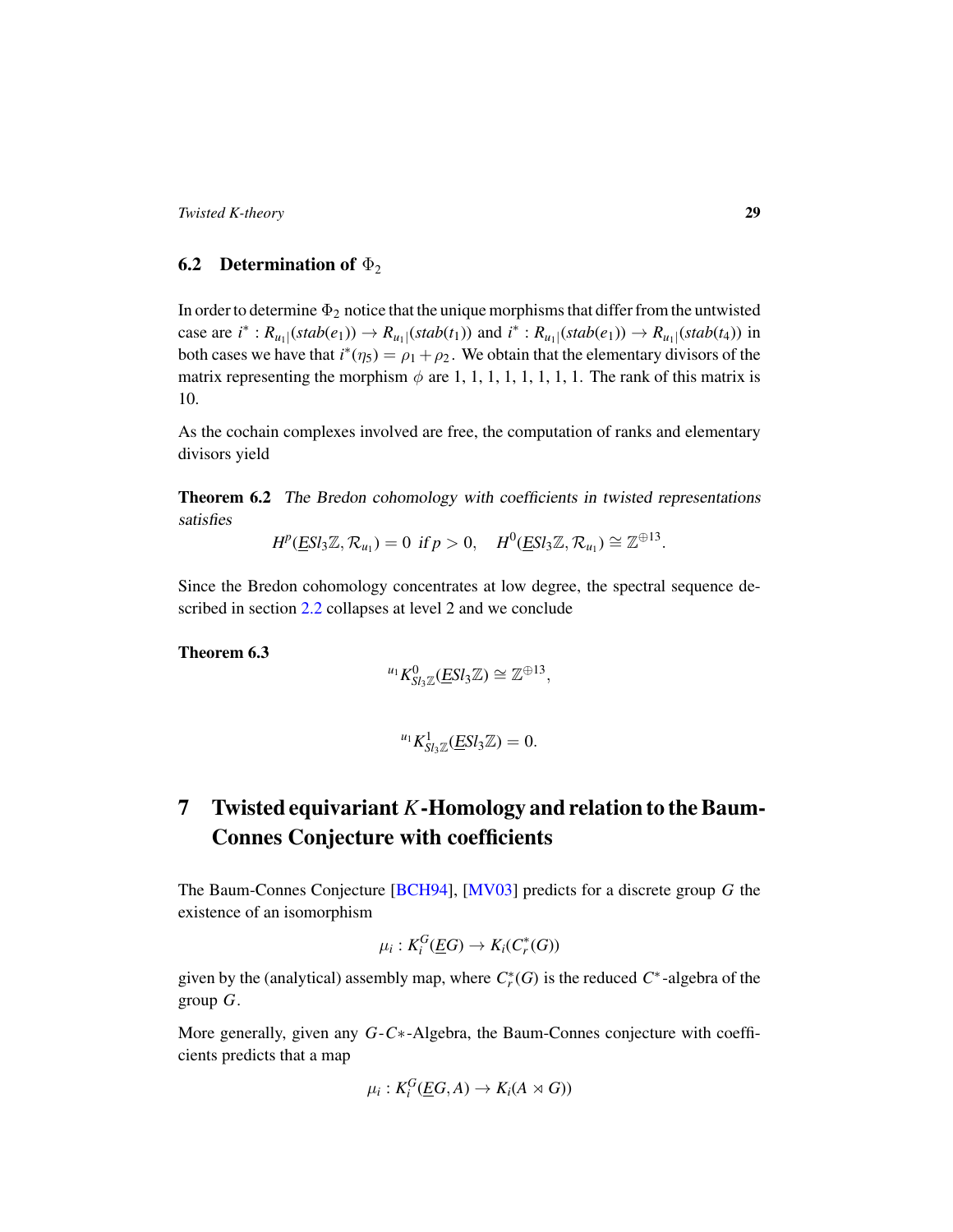## 6.2 Determination of $\Phi_2$

In order to determine $\Phi_2$ notice that the unique morphisms that differ from the untwisted case are $i^* : R_{u_1|}(stab(e_1)) \to R_{u_1|}(stab(t_1))$ and $i^* : R_{u_1|}(stab(e_1)) \to R_{u_1|}(stab(t_4))$ in both cases we have that $i^*(\eta_5) = \rho_1 + \rho_2$. We obtain that the elementary divisors of the matrix representing the morphism $\phi$ are 1, 1, 1, 1, 1, 1, 1, 1. The rank of this matrix is 10.

As the cochain complexes involved are free, the computation of ranks and elementary divisors yield

**Theorem 6.2** *The Bredon cohomology with coefficients in twisted representations satisfies*

$$H^p(\underline{E}Sl_3\mathbb{Z}, \mathcal{R}_{u_1}) = 0 \;\; \text{if}\, p > 0, \quad H^0(\underline{E}Sl_3\mathbb{Z}, \mathcal{R}_{u_1}) \cong \mathbb{Z}^{\oplus 13}.$$

Since the Bredon cohomology concentrates at low degree, the spectral sequence described in section 2.2 collapses at level 2 and we conclude

**Theorem 6.3**

$${}^{u_1}K^0_{Sl_3\mathbb{Z}}(\underline{E}Sl_3\mathbb{Z}) \cong \mathbb{Z}^{\oplus 13},$$

$${}^{u_1}K^1_{Sl_3\mathbb{Z}}(\underline{E}Sl_3\mathbb{Z}) = 0.$$

# 7 Twisted equivariant $K$-Homology and relation to the Baum-Connes Conjecture with coefficients

The Baum-Connes Conjecture [BCH94], [MV03] predicts for a discrete group $G$ the existence of an isomorphism

$$\mu_i : K_i^G(\underline{E}G) \to K_i(C_r^*(G))$$

given by the (analytical) assembly map, where $C_r^*(G)$ is the reduced $C^*$-algebra of the group $G$.

More generally, given any $G$-$C*$-Algebra, the Baum-Connes conjecture with coefficients predicts that a map

$$\mu_i : K_i^G(\underline{E}G, A) \to K_i(A \rtimes G))$$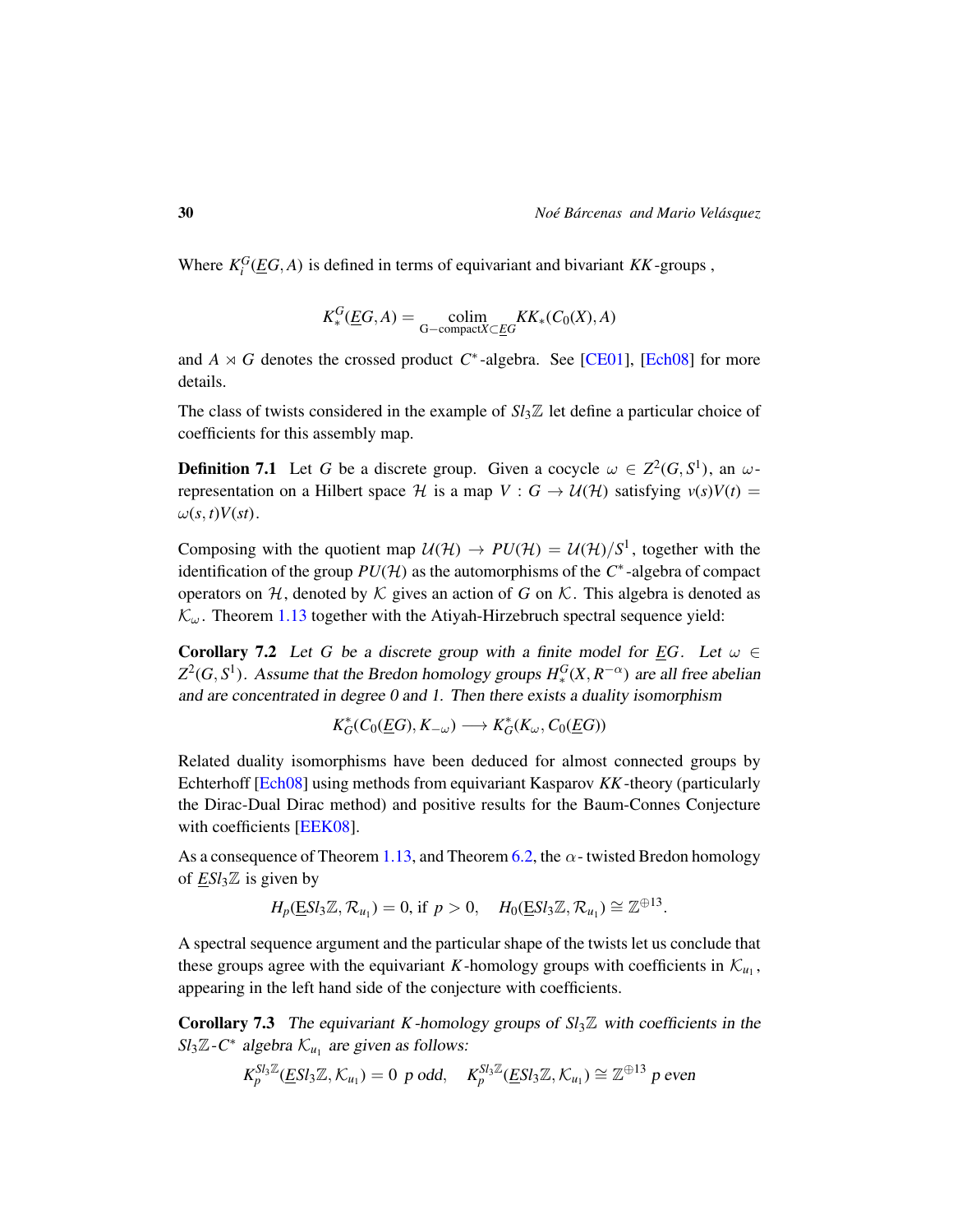Where $K_i^G(\underline{E}G, A)$ is defined in terms of equivariant and bivariant $KK$-groups ,

$$K_*^G(\underline{E}G, A) = \underset{\text{G}-\text{compact}X\subset\underline{E}G}{\text{colim}} KK_*(C_0(X), A)$$

and $A \rtimes G$ denotes the crossed product $C^*$-algebra. See [CE01], [Ech08] for more details.

The class of twists considered in the example of $Sl_3\mathbb{Z}$ let define a particular choice of coefficients for this assembly map.

**Definition 7.1** Let $G$ be a discrete group. Given a cocycle $\omega \in Z^2(G, S^1)$, an $\omega$-representation on a Hilbert space $\mathcal{H}$ is a map $V : G \to \mathcal{U}(\mathcal{H})$ satisfying $v(s)V(t) = \omega(s,t)V(st)$.

Composing with the quotient map $\mathcal{U}(\mathcal{H}) \to PU(\mathcal{H}) = \mathcal{U}(\mathcal{H})/S^1$, together with the identification of the group $PU(\mathcal{H})$ as the automorphisms of the $C^*$-algebra of compact operators on $\mathcal{H}$, denoted by $\mathcal{K}$ gives an action of $G$ on $\mathcal{K}$. This algebra is denoted as $\mathcal{K}_\omega$. Theorem 1.13 together with the Atiyah-Hirzebruch spectral sequence yield:

**Corollary 7.2** *Let $G$ be a discrete group with a finite model for $\underline{E}G$. Let $\omega \in Z^2(G, S^1)$. Assume that the Bredon homology groups $H_*^G(X, R^{-\alpha})$ are all free abelian and are concentrated in degree 0 and 1. Then there exists a duality isomorphism*

$$K_G^*(C_0(\underline{E}G), K_{-\omega}) \longrightarrow K_G^*(K_\omega, C_0(\underline{E}G))$$

Related duality isomorphisms have been deduced for almost connected groups by Echterhoff [Ech08] using methods from equivariant Kasparov $KK$-theory (particularly the Dirac-Dual Dirac method) and positive results for the Baum-Connes Conjecture with coefficients [EEK08].

As a consequence of Theorem 1.13, and Theorem 6.2, the $\alpha$- twisted Bredon homology of $\underline{E}Sl_3\mathbb{Z}$ is given by

$$H_p(\underline{E}Sl_3\mathbb{Z}, \mathcal{R}_{u_1}) = 0, \text{ if } p > 0, \quad H_0(\underline{E}Sl_3\mathbb{Z}, \mathcal{R}_{u_1}) \cong \mathbb{Z}^{\oplus 13}.$$

A spectral sequence argument and the particular shape of the twists let us conclude that these groups agree with the equivariant $K$-homology groups with coefficients in $\mathcal{K}_{u_1}$, appearing in the left hand side of the conjecture with coefficients.

**Corollary 7.3** *The equivariant $K$-homology groups of $Sl_3\mathbb{Z}$ with coefficients in the $Sl_3\mathbb{Z}$-$C^*$ algebra $\mathcal{K}_{u_1}$ are given as follows:*

$$K_p^{Sl_3\mathbb{Z}}(\underline{E}Sl_3\mathbb{Z}, \mathcal{K}_{u_1}) = 0 \ \ p \text{ odd}, \quad K_p^{Sl_3\mathbb{Z}}(\underline{E}Sl_3\mathbb{Z}, \mathcal{K}_{u_1}) \cong \mathbb{Z}^{\oplus 13} \ \ p \text{ even}$$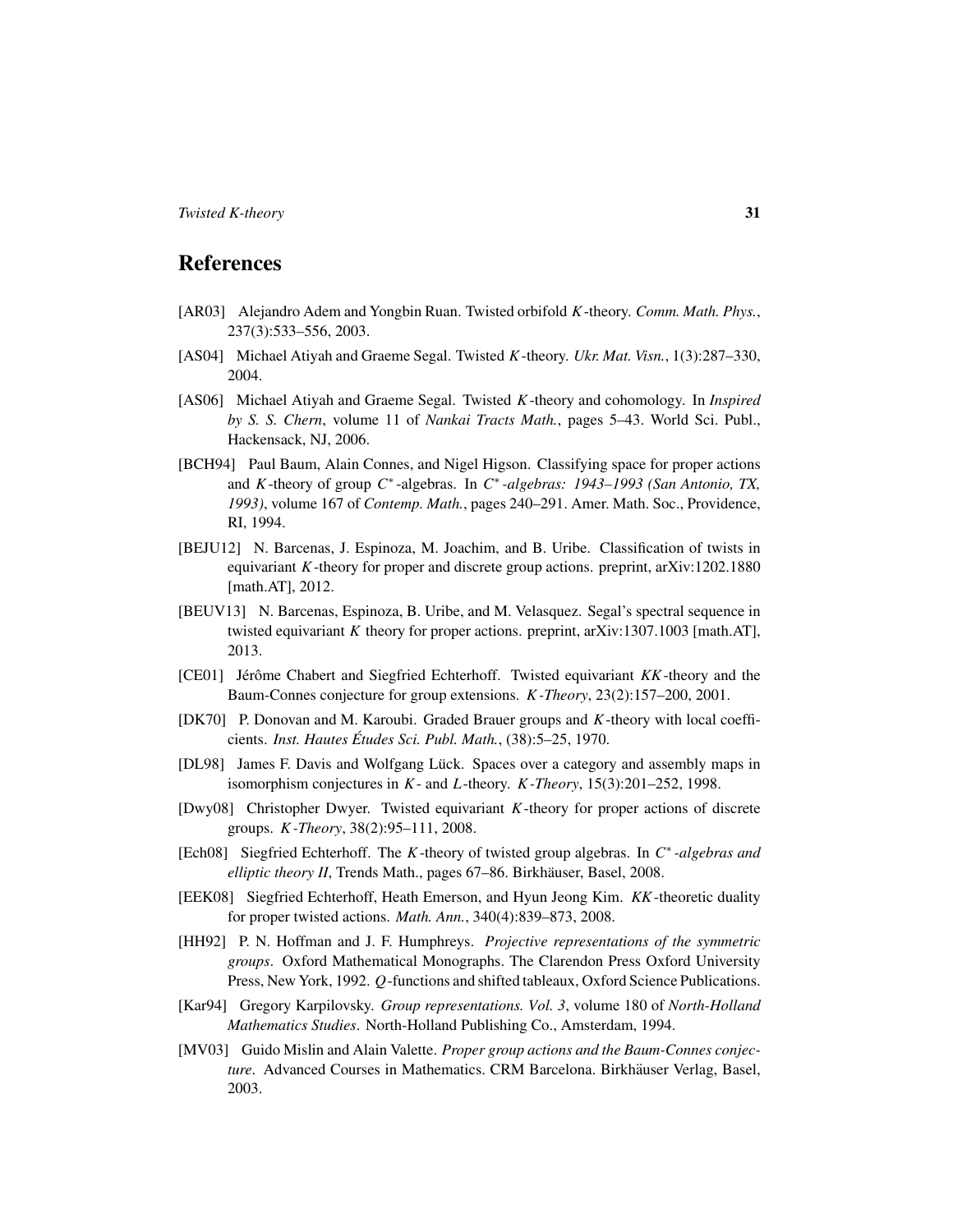## References

[AR03] Alejandro Adem and Yongbin Ruan. Twisted orbifold $K$-theory. *Comm. Math. Phys.*, 237(3):533–556, 2003.

[AS04] Michael Atiyah and Graeme Segal. Twisted $K$-theory. *Ukr. Mat. Visn.*, 1(3):287–330, 2004.

[AS06] Michael Atiyah and Graeme Segal. Twisted $K$-theory and cohomology. In *Inspired by S. S. Chern*, volume 11 of *Nankai Tracts Math.*, pages 5–43. World Sci. Publ., Hackensack, NJ, 2006.

[BCH94] Paul Baum, Alain Connes, and Nigel Higson. Classifying space for proper actions and $K$-theory of group $C^*$-algebras. In *$C^*$-algebras: 1943–1993 (San Antonio, TX, 1993)*, volume 167 of *Contemp. Math.*, pages 240–291. Amer. Math. Soc., Providence, RI, 1994.

[BEJU12] N. Barcenas, J. Espinoza, M. Joachim, and B. Uribe. Classification of twists in equivariant $K$-theory for proper and discrete group actions. preprint, arXiv:1202.1880 [math.AT], 2012.

[BEUV13] N. Barcenas, Espinoza, B. Uribe, and M. Velasquez. Segal's spectral sequence in twisted equivariant $K$ theory for proper actions. preprint, arXiv:1307.1003 [math.AT], 2013.

[CE01] Jérôme Chabert and Siegfried Echterhoff. Twisted equivariant $KK$-theory and the Baum-Connes conjecture for group extensions. *$K$-Theory*, 23(2):157–200, 2001.

[DK70] P. Donovan and M. Karoubi. Graded Brauer groups and $K$-theory with local coefficients. *Inst. Hautes Études Sci. Publ. Math.*, (38):5–25, 1970.

[DL98] James F. Davis and Wolfgang Lück. Spaces over a category and assembly maps in isomorphism conjectures in $K$- and $L$-theory. *$K$-Theory*, 15(3):201–252, 1998.

[Dwy08] Christopher Dwyer. Twisted equivariant $K$-theory for proper actions of discrete groups. *$K$-Theory*, 38(2):95–111, 2008.

[Ech08] Siegfried Echterhoff. The $K$-theory of twisted group algebras. In *$C^*$-algebras and elliptic theory II*, Trends Math., pages 67–86. Birkhäuser, Basel, 2008.

[EEK08] Siegfried Echterhoff, Heath Emerson, and Hyun Jeong Kim. $KK$-theoretic duality for proper twisted actions. *Math. Ann.*, 340(4):839–873, 2008.

[HH92] P. N. Hoffman and J. F. Humphreys. *Projective representations of the symmetric groups*. Oxford Mathematical Monographs. The Clarendon Press Oxford University Press, New York, 1992. $Q$-functions and shifted tableaux, Oxford Science Publications.

[Kar94] Gregory Karpilovsky. *Group representations. Vol. 3*, volume 180 of *North-Holland Mathematics Studies*. North-Holland Publishing Co., Amsterdam, 1994.

[MV03] Guido Mislin and Alain Valette. *Proper group actions and the Baum-Connes conjecture*. Advanced Courses in Mathematics. CRM Barcelona. Birkhäuser Verlag, Basel, 2003.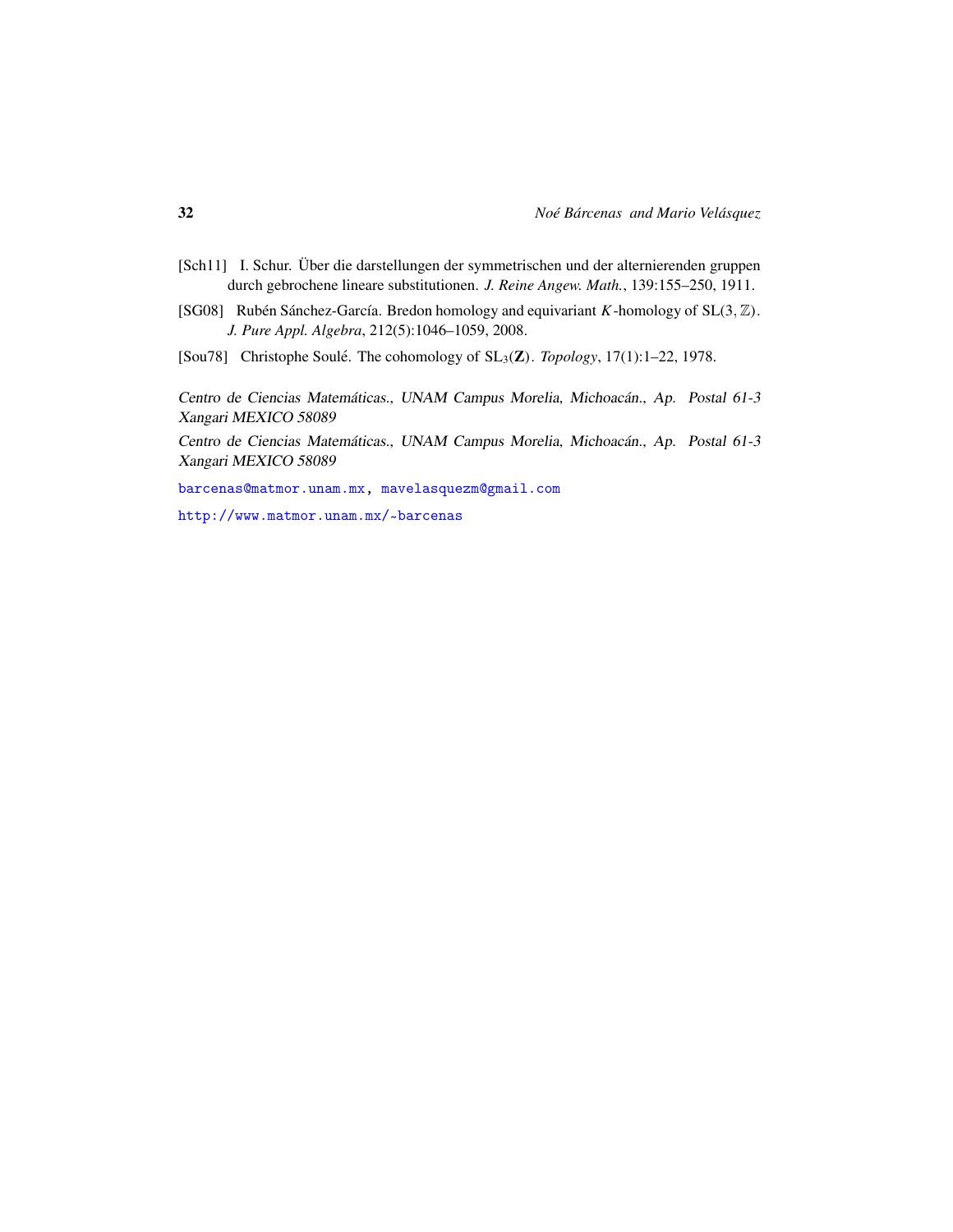[Sch11] I. Schur. Über die darstellungen der symmetrischen und der alternierenden gruppen durch gebrochene lineare substitutionen. *J. Reine Angew. Math.*, 139:155–250, 1911.

[SG08] Rubén Sánchez-García. Bredon homology and equivariant $K$-homology of $\mathrm{SL}(3,\mathbb{Z})$. *J. Pure Appl. Algebra*, 212(5):1046–1059, 2008.

[Sou78] Christophe Soulé. The cohomology of $\mathrm{SL}_3(\mathbf{Z})$. *Topology*, 17(1):1–22, 1978.

*Centro de Ciencias Matemáticas., UNAM Campus Morelia, Michoacán., Ap. Postal 61-3 Xangari MEXICO 58089*

*Centro de Ciencias Matemáticas., UNAM Campus Morelia, Michoacán., Ap. Postal 61-3 Xangari MEXICO 58089*

barcenas@matmor.unam.mx, mavelasquezm@gmail.com

http://www.matmor.unam.mx/~barcenas